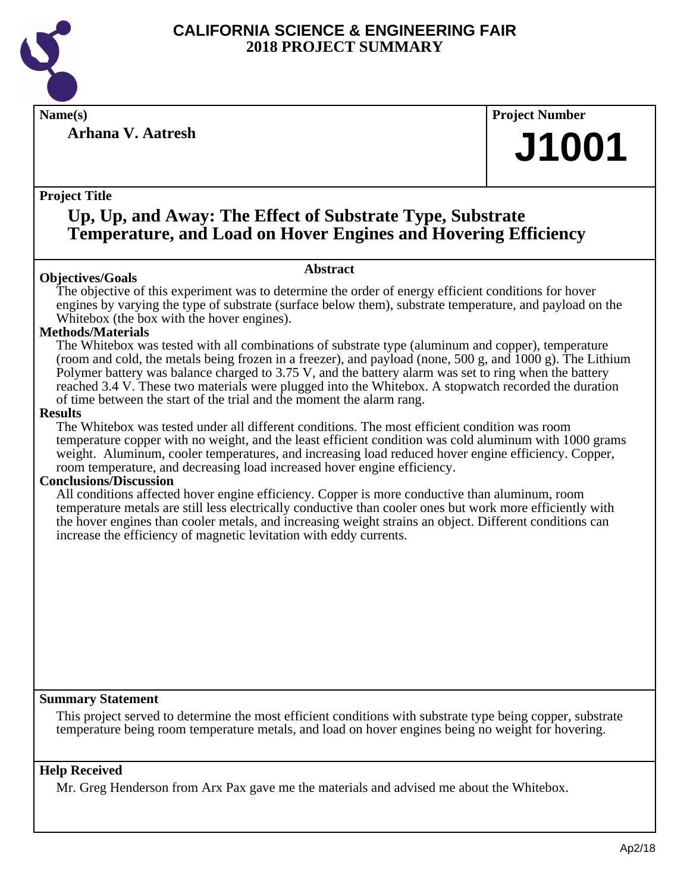# CALIFORNIA SCIENCE & ENGINEERING FAIR
## 2018 PROJECT SUMMARY

**Name(s)**

**Arhana V. Aatresh**

**Project Number**

# J1001

**Project Title**

## Up, Up, and Away: The Effect of Substrate Type, Substrate Temperature, and Load on Hover Engines and Hovering Efficiency

### Abstract

**Objectives/Goals**

The objective of this experiment was to determine the order of energy efficient conditions for hover engines by varying the type of substrate (surface below them), substrate temperature, and payload on the Whitebox (the box with the hover engines).

**Methods/Materials**

The Whitebox was tested with all combinations of substrate type (aluminum and copper), temperature (room and cold, the metals being frozen in a freezer), and payload (none, 500 g, and 1000 g). The Lithium Polymer battery was balance charged to 3.75 V, and the battery alarm was set to ring when the battery reached 3.4 V. These two materials were plugged into the Whitebox. A stopwatch recorded the duration of time between the start of the trial and the moment the alarm rang.

**Results**

The Whitebox was tested under all different conditions. The most efficient condition was room temperature copper with no weight, and the least efficient condition was cold aluminum with 1000 grams weight. Aluminum, cooler temperatures, and increasing load reduced hover engine efficiency. Copper, room temperature, and decreasing load increased hover engine efficiency.

**Conclusions/Discussion**

All conditions affected hover engine efficiency. Copper is more conductive than aluminum, room temperature metals are still less electrically conductive than cooler ones but work more efficiently with the hover engines than cooler metals, and increasing weight strains an object. Different conditions can increase the efficiency of magnetic levitation with eddy currents.

**Summary Statement**

This project served to determine the most efficient conditions with substrate type being copper, substrate temperature being room temperature metals, and load on hover engines being no weight for hovering.

**Help Received**

Mr. Greg Henderson from Arx Pax gave me the materials and advised me about the Whitebox.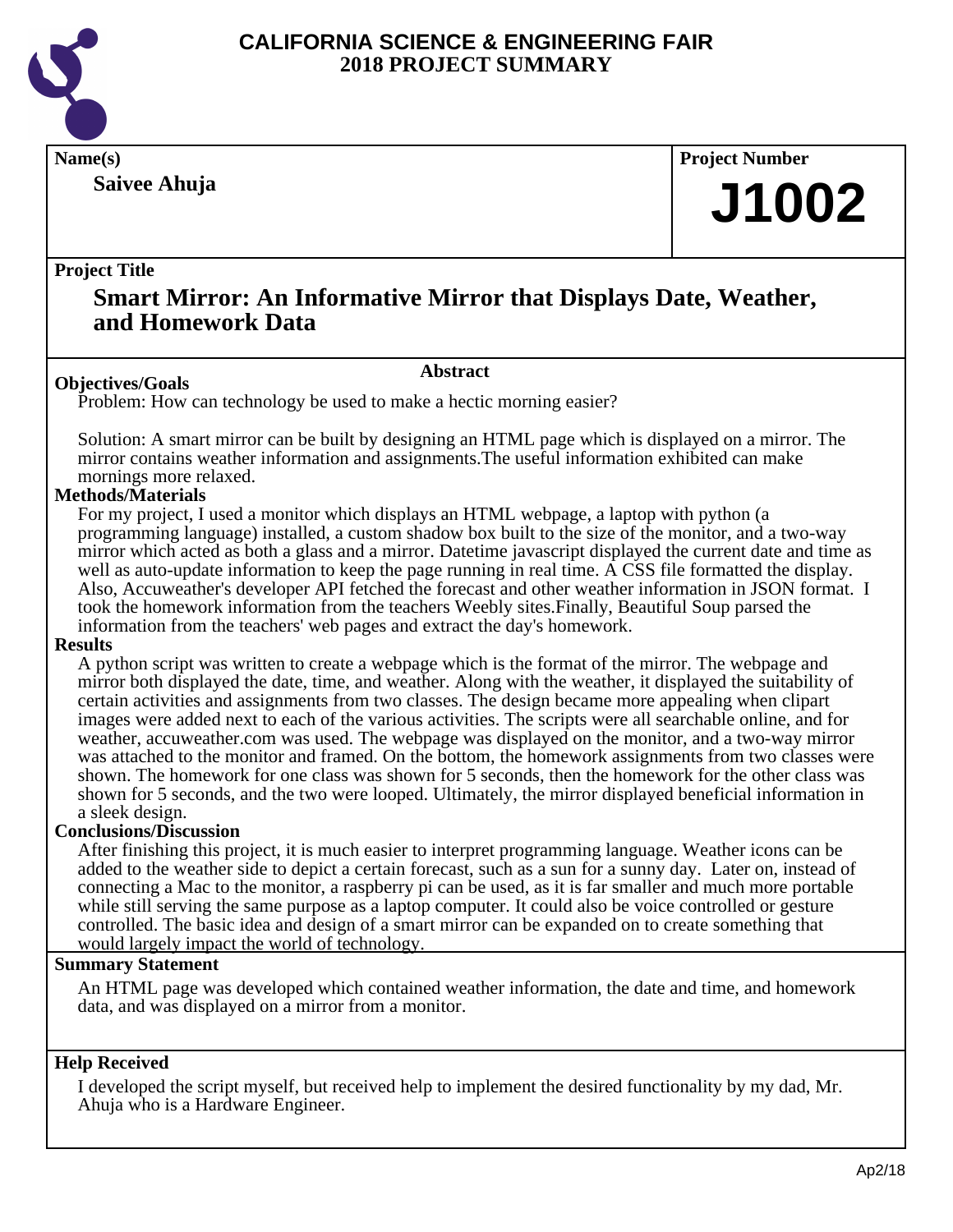# CALIFORNIA SCIENCE & ENGINEERING FAIR
# 2018 PROJECT SUMMARY

**Name(s)**

**Saivee Ahuja**

**Project Number**

# J1002

**Project Title**

## Smart Mirror: An Informative Mirror that Displays Date, Weather, and Homework Data

### Abstract

**Objectives/Goals**

Problem: How can technology be used to make a hectic morning easier?

Solution: A smart mirror can be built by designing an HTML page which is displayed on a mirror. The mirror contains weather information and assignments.The useful information exhibited can make mornings more relaxed.

**Methods/Materials**

For my project, I used a monitor which displays an HTML webpage, a laptop with python (a programming language) installed, a custom shadow box built to the size of the monitor, and a two-way mirror which acted as both a glass and a mirror. Datetime javascript displayed the current date and time as well as auto-update information to keep the page running in real time. A CSS file formatted the display. Also, Accuweather's developer API fetched the forecast and other weather information in JSON format. I took the homework information from the teachers Weebly sites.Finally, Beautiful Soup parsed the information from the teachers' web pages and extract the day's homework.

**Results**

A python script was written to create a webpage which is the format of the mirror. The webpage and mirror both displayed the date, time, and weather. Along with the weather, it displayed the suitability of certain activities and assignments from two classes. The design became more appealing when clipart images were added next to each of the various activities. The scripts were all searchable online, and for weather, accuweather.com was used. The webpage was displayed on the monitor, and a two-way mirror was attached to the monitor and framed. On the bottom, the homework assignments from two classes were shown. The homework for one class was shown for 5 seconds, then the homework for the other class was shown for 5 seconds, and the two were looped. Ultimately, the mirror displayed beneficial information in a sleek design.

**Conclusions/Discussion**

After finishing this project, it is much easier to interpret programming language. Weather icons can be added to the weather side to depict a certain forecast, such as a sun for a sunny day. Later on, instead of connecting a Mac to the monitor, a raspberry pi can be used, as it is far smaller and much more portable while still serving the same purpose as a laptop computer. It could also be voice controlled or gesture controlled. The basic idea and design of a smart mirror can be expanded on to create something that would largely impact the world of technology.

**Summary Statement**

An HTML page was developed which contained weather information, the date and time, and homework data, and was displayed on a mirror from a monitor.

**Help Received**

I developed the script myself, but received help to implement the desired functionality by my dad, Mr. Ahuja who is a Hardware Engineer.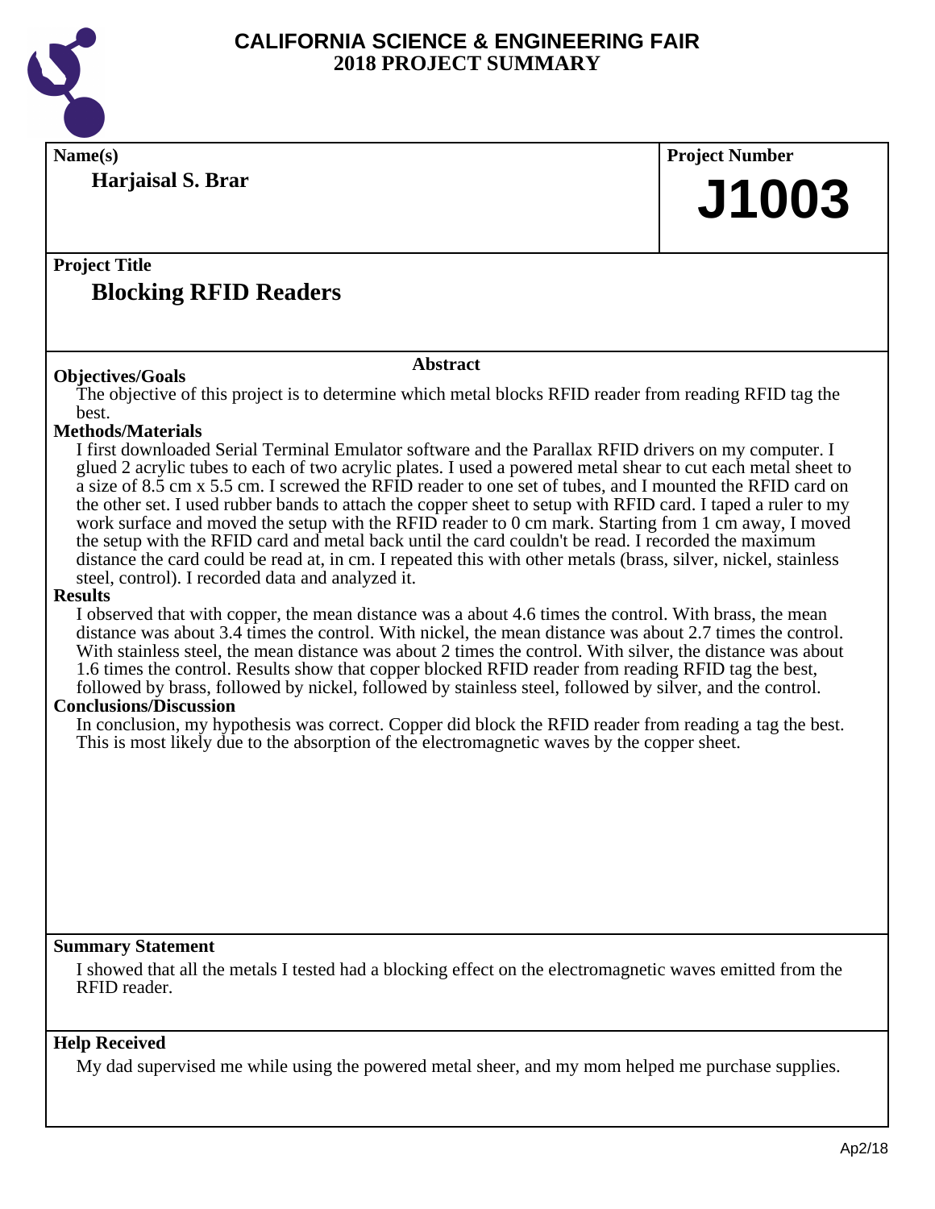# CALIFORNIA SCIENCE & ENGINEERING FAIR
## 2018 PROJECT SUMMARY

**Name(s)**

**Harjaisal S. Brar**

**Project Number**

**J1003**

**Project Title**

## Blocking RFID Readers

### Abstract

**Objectives/Goals**

The objective of this project is to determine which metal blocks RFID reader from reading RFID tag the best.

**Methods/Materials**

I first downloaded Serial Terminal Emulator software and the Parallax RFID drivers on my computer. I glued 2 acrylic tubes to each of two acrylic plates. I used a powered metal shear to cut each metal sheet to a size of 8.5 cm x 5.5 cm. I screwed the RFID reader to one set of tubes, and I mounted the RFID card on the other set. I used rubber bands to attach the copper sheet to setup with RFID card. I taped a ruler to my work surface and moved the setup with the RFID reader to 0 cm mark. Starting from 1 cm away, I moved the setup with the RFID card and metal back until the card couldn't be read. I recorded the maximum distance the card could be read at, in cm. I repeated this with other metals (brass, silver, nickel, stainless steel, control). I recorded data and analyzed it.

**Results**

I observed that with copper, the mean distance was a about 4.6 times the control. With brass, the mean distance was about 3.4 times the control. With nickel, the mean distance was about 2.7 times the control. With stainless steel, the mean distance was about 2 times the control. With silver, the distance was about 1.6 times the control. Results show that copper blocked RFID reader from reading RFID tag the best, followed by brass, followed by nickel, followed by stainless steel, followed by silver, and the control.

**Conclusions/Discussion**

In conclusion, my hypothesis was correct. Copper did block the RFID reader from reading a tag the best. This is most likely due to the absorption of the electromagnetic waves by the copper sheet.

**Summary Statement**

I showed that all the metals I tested had a blocking effect on the electromagnetic waves emitted from the RFID reader.

**Help Received**

My dad supervised me while using the powered metal sheer, and my mom helped me purchase supplies.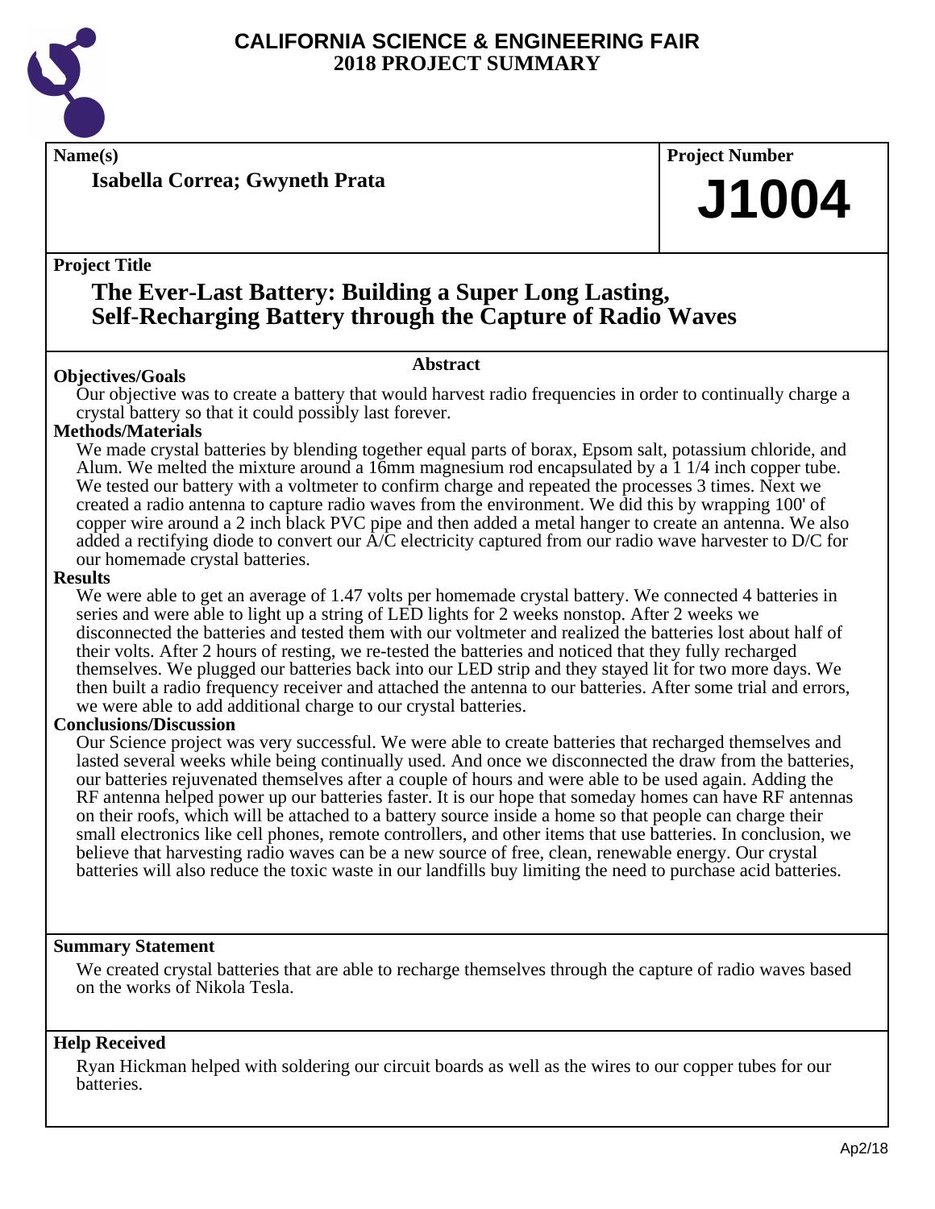# CALIFORNIA SCIENCE & ENGINEERING FAIR
## 2018 PROJECT SUMMARY

**Name(s)**

**Isabella Correa; Gwyneth Prata**

**Project Number**

# J1004

**Project Title**

## The Ever-Last Battery: Building a Super Long Lasting, Self-Recharging Battery through the Capture of Radio Waves

### Abstract

**Objectives/Goals**

Our objective was to create a battery that would harvest radio frequencies in order to continually charge a crystal battery so that it could possibly last forever.

**Methods/Materials**

We made crystal batteries by blending together equal parts of borax, Epsom salt, potassium chloride, and Alum. We melted the mixture around a 16mm magnesium rod encapsulated by a 1 1/4 inch copper tube. We tested our battery with a voltmeter to confirm charge and repeated the processes 3 times. Next we created a radio antenna to capture radio waves from the environment. We did this by wrapping 100' of copper wire around a 2 inch black PVC pipe and then added a metal hanger to create an antenna. We also added a rectifying diode to convert our A/C electricity captured from our radio wave harvester to D/C for our homemade crystal batteries.

**Results**

We were able to get an average of 1.47 volts per homemade crystal battery. We connected 4 batteries in series and were able to light up a string of LED lights for 2 weeks nonstop. After 2 weeks we disconnected the batteries and tested them with our voltmeter and realized the batteries lost about half of their volts. After 2 hours of resting, we re-tested the batteries and noticed that they fully recharged themselves. We plugged our batteries back into our LED strip and they stayed lit for two more days. We then built a radio frequency receiver and attached the antenna to our batteries. After some trial and errors, we were able to add additional charge to our crystal batteries.

**Conclusions/Discussion**

Our Science project was very successful. We were able to create batteries that recharged themselves and lasted several weeks while being continually used. And once we disconnected the draw from the batteries, our batteries rejuvenated themselves after a couple of hours and were able to be used again. Adding the RF antenna helped power up our batteries faster. It is our hope that someday homes can have RF antennas on their roofs, which will be attached to a battery source inside a home so that people can charge their small electronics like cell phones, remote controllers, and other items that use batteries. In conclusion, we believe that harvesting radio waves can be a new source of free, clean, renewable energy. Our crystal batteries will also reduce the toxic waste in our landfills buy limiting the need to purchase acid batteries.

**Summary Statement**

We created crystal batteries that are able to recharge themselves through the capture of radio waves based on the works of Nikola Tesla.

**Help Received**

Ryan Hickman helped with soldering our circuit boards as well as the wires to our copper tubes for our batteries.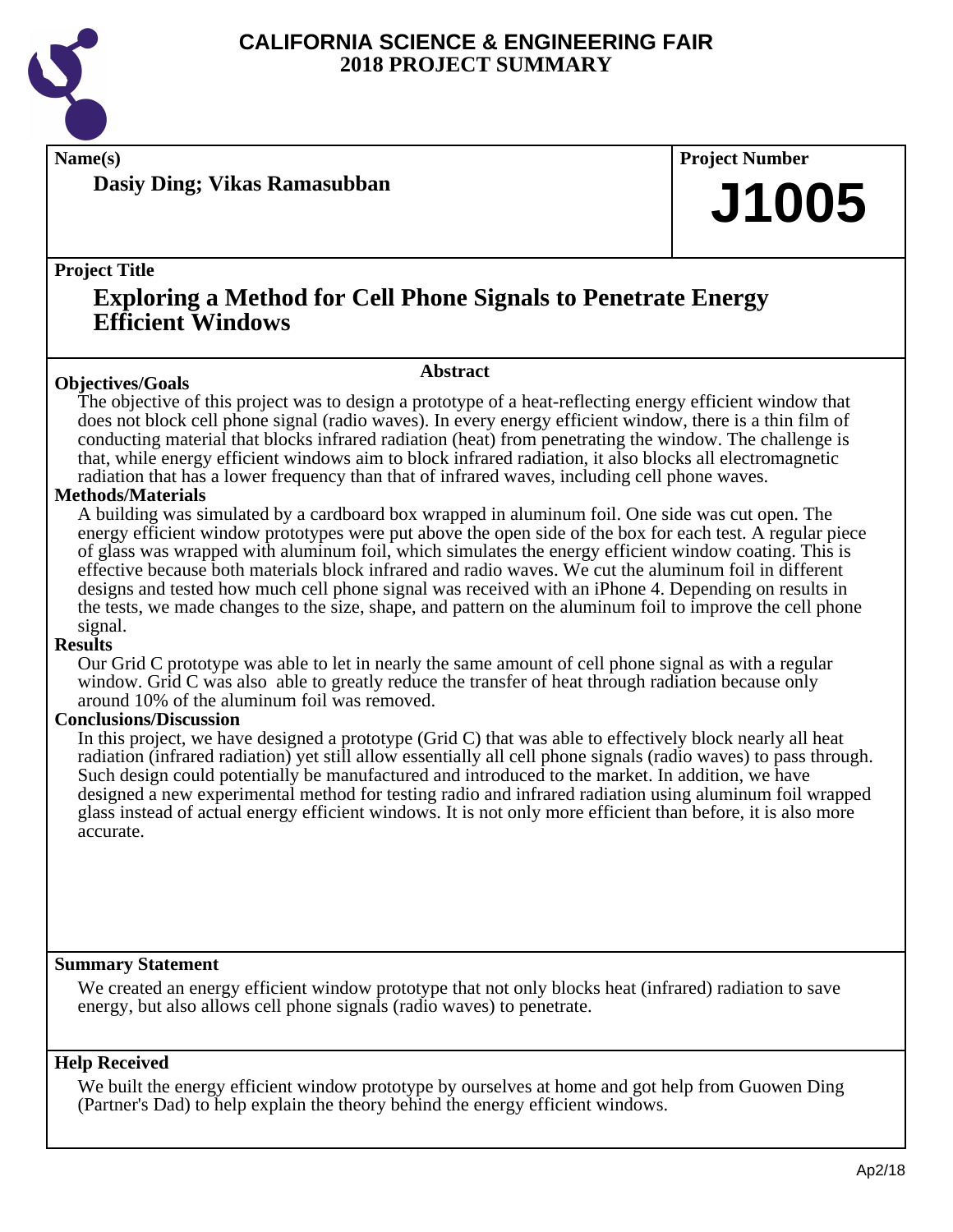# CALIFORNIA SCIENCE & ENGINEERING FAIR
## 2018 PROJECT SUMMARY

**Name(s)**

**Dasiy Ding; Vikas Ramasubban**

**Project Number**

# J1005

**Project Title**

## Exploring a Method for Cell Phone Signals to Penetrate Energy Efficient Windows

### Abstract

**Objectives/Goals**

The objective of this project was to design a prototype of a heat-reflecting energy efficient window that does not block cell phone signal (radio waves). In every energy efficient window, there is a thin film of conducting material that blocks infrared radiation (heat) from penetrating the window. The challenge is that, while energy efficient windows aim to block infrared radiation, it also blocks all electromagnetic radiation that has a lower frequency than that of infrared waves, including cell phone waves.

**Methods/Materials**

A building was simulated by a cardboard box wrapped in aluminum foil. One side was cut open. The energy efficient window prototypes were put above the open side of the box for each test. A regular piece of glass was wrapped with aluminum foil, which simulates the energy efficient window coating. This is effective because both materials block infrared and radio waves. We cut the aluminum foil in different designs and tested how much cell phone signal was received with an iPhone 4. Depending on results in the tests, we made changes to the size, shape, and pattern on the aluminum foil to improve the cell phone signal.

**Results**

Our Grid C prototype was able to let in nearly the same amount of cell phone signal as with a regular window. Grid C was also able to greatly reduce the transfer of heat through radiation because only around 10% of the aluminum foil was removed.

**Conclusions/Discussion**

In this project, we have designed a prototype (Grid C) that was able to effectively block nearly all heat radiation (infrared radiation) yet still allow essentially all cell phone signals (radio waves) to pass through. Such design could potentially be manufactured and introduced to the market. In addition, we have designed a new experimental method for testing radio and infrared radiation using aluminum foil wrapped glass instead of actual energy efficient windows. It is not only more efficient than before, it is also more accurate.

**Summary Statement**

We created an energy efficient window prototype that not only blocks heat (infrared) radiation to save energy, but also allows cell phone signals (radio waves) to penetrate.

**Help Received**

We built the energy efficient window prototype by ourselves at home and got help from Guowen Ding (Partner's Dad) to help explain the theory behind the energy efficient windows.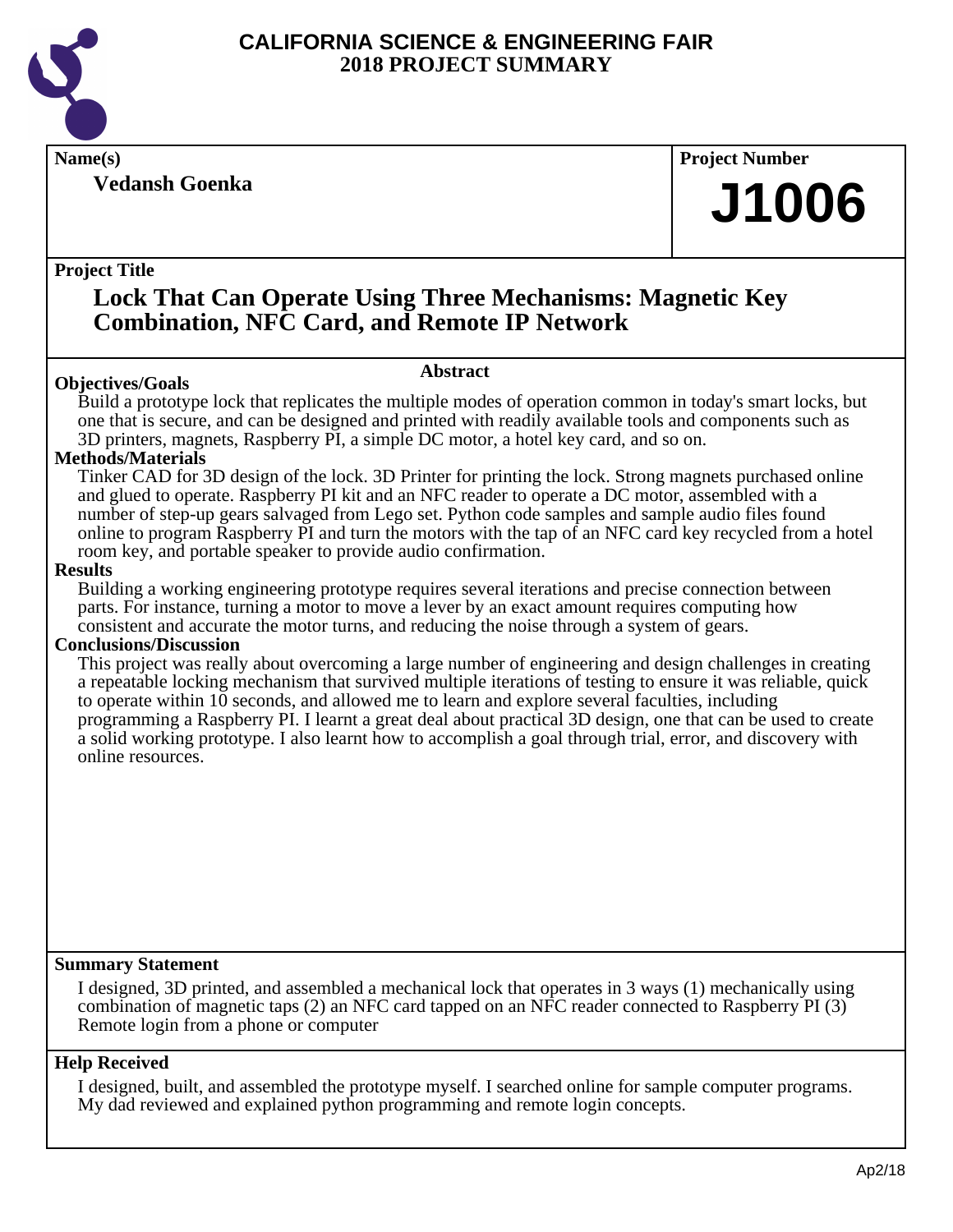# CALIFORNIA SCIENCE & ENGINEERING FAIR
## 2018 PROJECT SUMMARY

**Name(s)**

**Vedansh Goenka**

**Project Number**

# J1006

**Project Title**

## Lock That Can Operate Using Three Mechanisms: Magnetic Key Combination, NFC Card, and Remote IP Network

### Abstract

**Objectives/Goals**

Build a prototype lock that replicates the multiple modes of operation common in today's smart locks, but one that is secure, and can be designed and printed with readily available tools and components such as 3D printers, magnets, Raspberry PI, a simple DC motor, a hotel key card, and so on.

**Methods/Materials**

Tinker CAD for 3D design of the lock. 3D Printer for printing the lock. Strong magnets purchased online and glued to operate. Raspberry PI kit and an NFC reader to operate a DC motor, assembled with a number of step-up gears salvaged from Lego set. Python code samples and sample audio files found online to program Raspberry PI and turn the motors with the tap of an NFC card key recycled from a hotel room key, and portable speaker to provide audio confirmation.

**Results**

Building a working engineering prototype requires several iterations and precise connection between parts. For instance, turning a motor to move a lever by an exact amount requires computing how consistent and accurate the motor turns, and reducing the noise through a system of gears.

**Conclusions/Discussion**

This project was really about overcoming a large number of engineering and design challenges in creating a repeatable locking mechanism that survived multiple iterations of testing to ensure it was reliable, quick to operate within 10 seconds, and allowed me to learn and explore several faculties, including programming a Raspberry PI. I learnt a great deal about practical 3D design, one that can be used to create a solid working prototype. I also learnt how to accomplish a goal through trial, error, and discovery with online resources.

**Summary Statement**

I designed, 3D printed, and assembled a mechanical lock that operates in 3 ways (1) mechanically using combination of magnetic taps (2) an NFC card tapped on an NFC reader connected to Raspberry PI (3) Remote login from a phone or computer

**Help Received**

I designed, built, and assembled the prototype myself. I searched online for sample computer programs. My dad reviewed and explained python programming and remote login concepts.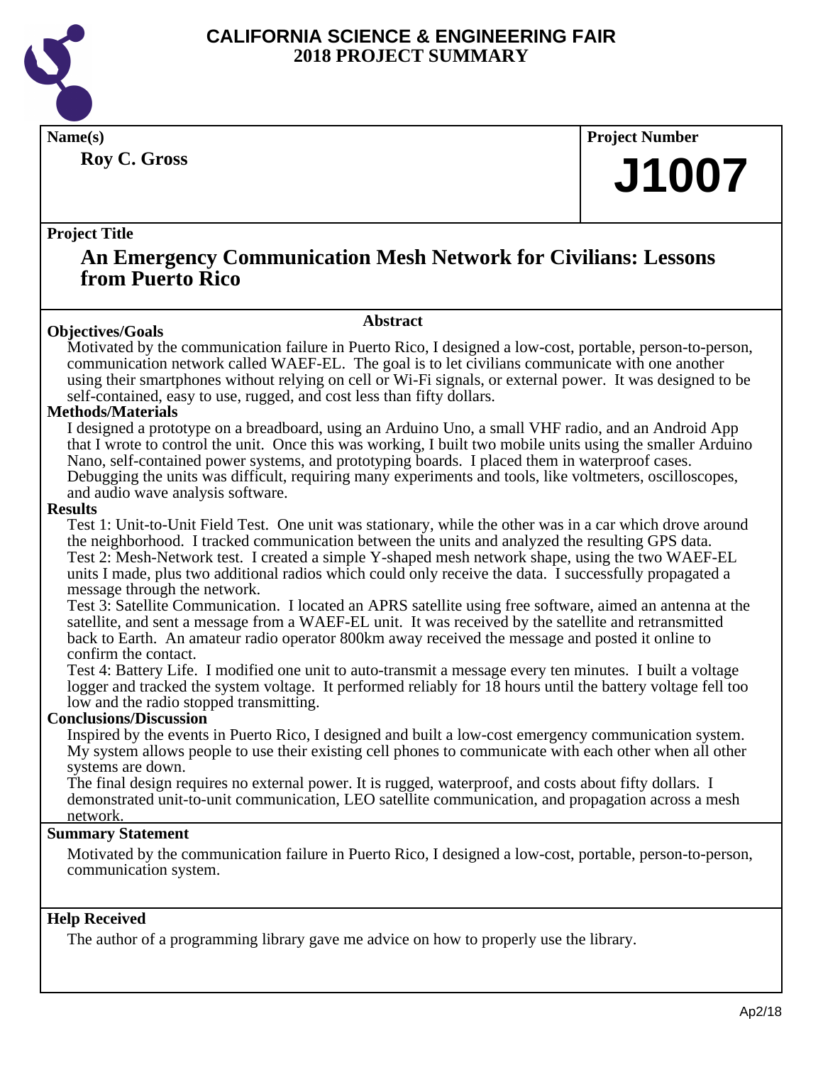# CALIFORNIA SCIENCE & ENGINEERING FAIR
# 2018 PROJECT SUMMARY

**Name(s)**

**Roy C. Gross**

**Project Number**

**J1007**

**Project Title**

## An Emergency Communication Mesh Network for Civilians: Lessons from Puerto Rico

### Abstract

**Objectives/Goals**

Motivated by the communication failure in Puerto Rico, I designed a low-cost, portable, person-to-person, communication network called WAEF-EL. The goal is to let civilians communicate with one another using their smartphones without relying on cell or Wi-Fi signals, or external power. It was designed to be self-contained, easy to use, rugged, and cost less than fifty dollars.

**Methods/Materials**

I designed a prototype on a breadboard, using an Arduino Uno, a small VHF radio, and an Android App that I wrote to control the unit. Once this was working, I built two mobile units using the smaller Arduino Nano, self-contained power systems, and prototyping boards. I placed them in waterproof cases. Debugging the units was difficult, requiring many experiments and tools, like voltmeters, oscilloscopes, and audio wave analysis software.

**Results**

Test 1: Unit-to-Unit Field Test. One unit was stationary, while the other was in a car which drove around the neighborhood. I tracked communication between the units and analyzed the resulting GPS data.
Test 2: Mesh-Network test. I created a simple Y-shaped mesh network shape, using the two WAEF-EL units I made, plus two additional radios which could only receive the data. I successfully propagated a message through the network.
Test 3: Satellite Communication. I located an APRS satellite using free software, aimed an antenna at the satellite, and sent a message from a WAEF-EL unit. It was received by the satellite and retransmitted back to Earth. An amateur radio operator 800km away received the message and posted it online to confirm the contact.
Test 4: Battery Life. I modified one unit to auto-transmit a message every ten minutes. I built a voltage logger and tracked the system voltage. It performed reliably for 18 hours until the battery voltage fell too low and the radio stopped transmitting.

**Conclusions/Discussion**

Inspired by the events in Puerto Rico, I designed and built a low-cost emergency communication system. My system allows people to use their existing cell phones to communicate with each other when all other systems are down.
The final design requires no external power. It is rugged, waterproof, and costs about fifty dollars. I demonstrated unit-to-unit communication, LEO satellite communication, and propagation across a mesh network.

**Summary Statement**

Motivated by the communication failure in Puerto Rico, I designed a low-cost, portable, person-to-person, communication system.

**Help Received**

The author of a programming library gave me advice on how to properly use the library.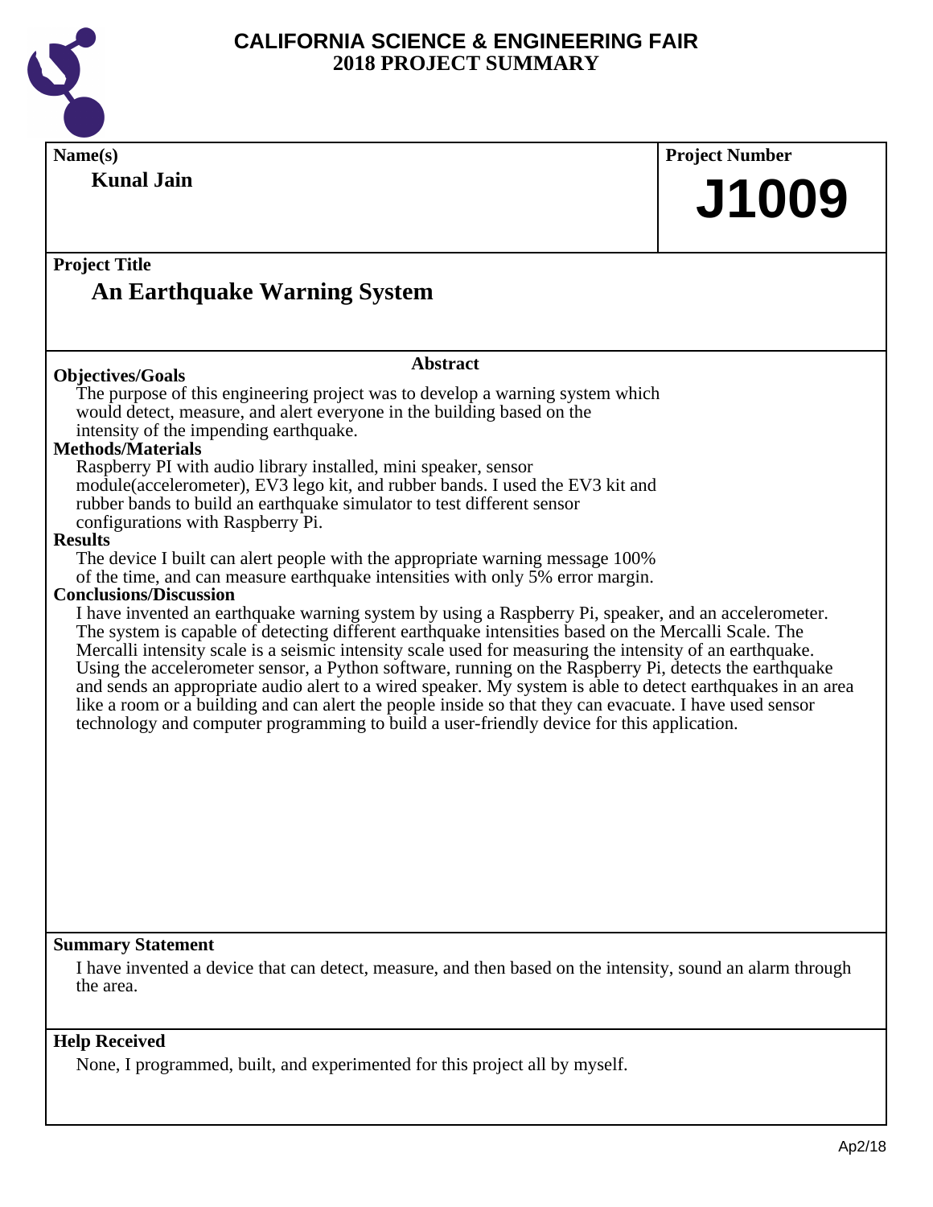# CALIFORNIA SCIENCE & ENGINEERING FAIR
## 2018 PROJECT SUMMARY

**Name(s)**

**Kunal Jain**

**Project Number**

**J1009**

**Project Title**

## An Earthquake Warning System

### Abstract

**Objectives/Goals**

The purpose of this engineering project was to develop a warning system which would detect, measure, and alert everyone in the building based on the intensity of the impending earthquake.

**Methods/Materials**

Raspberry PI with audio library installed, mini speaker, sensor module(accelerometer), EV3 lego kit, and rubber bands. I used the EV3 kit and rubber bands to build an earthquake simulator to test different sensor configurations with Raspberry Pi.

**Results**

The device I built can alert people with the appropriate warning message 100% of the time, and can measure earthquake intensities with only 5% error margin.

**Conclusions/Discussion**

I have invented an earthquake warning system by using a Raspberry Pi, speaker, and an accelerometer. The system is capable of detecting different earthquake intensities based on the Mercalli Scale. The Mercalli intensity scale is a seismic intensity scale used for measuring the intensity of an earthquake. Using the accelerometer sensor, a Python software, running on the Raspberry Pi, detects the earthquake and sends an appropriate audio alert to a wired speaker. My system is able to detect earthquakes in an area like a room or a building and can alert the people inside so that they can evacuate. I have used sensor technology and computer programming to build a user-friendly device for this application.

**Summary Statement**

I have invented a device that can detect, measure, and then based on the intensity, sound an alarm through the area.

**Help Received**

None, I programmed, built, and experimented for this project all by myself.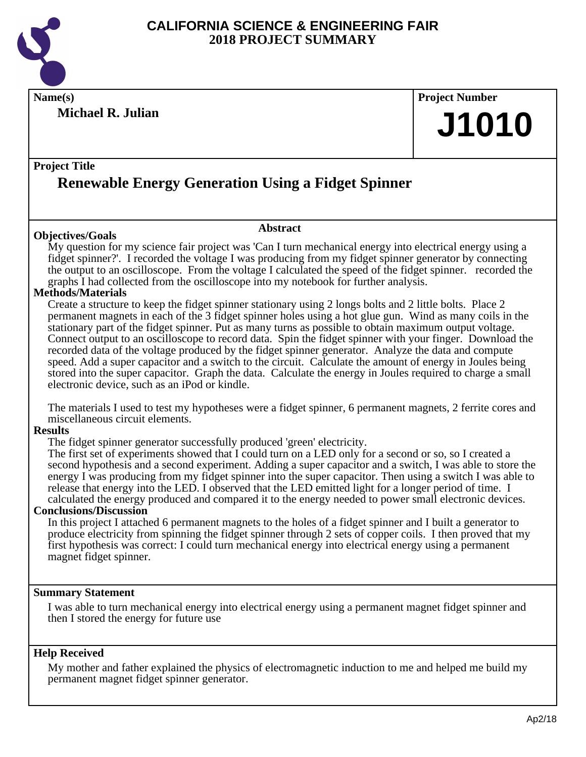# CALIFORNIA SCIENCE & ENGINEERING FAIR
# 2018 PROJECT SUMMARY

**Name(s)**

**Michael R. Julian**

**Project Number**

**J1010**

**Project Title**

## Renewable Energy Generation Using a Fidget Spinner

### Abstract

**Objectives/Goals**

My question for my science fair project was 'Can I turn mechanical energy into electrical energy using a fidget spinner?'. I recorded the voltage I was producing from my fidget spinner generator by connecting the output to an oscilloscope. From the voltage I calculated the speed of the fidget spinner. recorded the graphs I had collected from the oscilloscope into my notebook for further analysis.

**Methods/Materials**

Create a structure to keep the fidget spinner stationary using 2 longs bolts and 2 little bolts. Place 2 permanent magnets in each of the 3 fidget spinner holes using a hot glue gun. Wind as many coils in the stationary part of the fidget spinner. Put as many turns as possible to obtain maximum output voltage. Connect output to an oscilloscope to record data. Spin the fidget spinner with your finger. Download the recorded data of the voltage produced by the fidget spinner generator. Analyze the data and compute speed. Add a super capacitor and a switch to the circuit. Calculate the amount of energy in Joules being stored into the super capacitor. Graph the data. Calculate the energy in Joules required to charge a small electronic device, such as an iPod or kindle.

The materials I used to test my hypotheses were a fidget spinner, 6 permanent magnets, 2 ferrite cores and miscellaneous circuit elements.

**Results**

The fidget spinner generator successfully produced 'green' electricity.
The first set of experiments showed that I could turn on a LED only for a second or so, so I created a second hypothesis and a second experiment. Adding a super capacitor and a switch, I was able to store the energy I was producing from my fidget spinner into the super capacitor. Then using a switch I was able to release that energy into the LED. I observed that the LED emitted light for a longer period of time. I calculated the energy produced and compared it to the energy needed to power small electronic devices.

**Conclusions/Discussion**

In this project I attached 6 permanent magnets to the holes of a fidget spinner and I built a generator to produce electricity from spinning the fidget spinner through 2 sets of copper coils. I then proved that my first hypothesis was correct: I could turn mechanical energy into electrical energy using a permanent magnet fidget spinner.

**Summary Statement**

I was able to turn mechanical energy into electrical energy using a permanent magnet fidget spinner and then I stored the energy for future use

**Help Received**

My mother and father explained the physics of electromagnetic induction to me and helped me build my permanent magnet fidget spinner generator.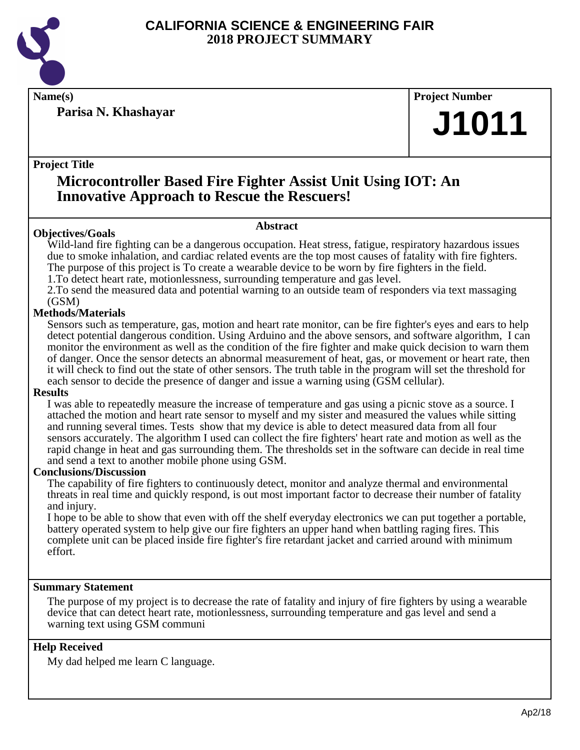# CALIFORNIA SCIENCE & ENGINEERING FAIR
# 2018 PROJECT SUMMARY

**Name(s)**

**Parisa N. Khashayar**

**Project Number**

**J1011**

**Project Title**

## Microcontroller Based Fire Fighter Assist Unit Using IOT: An Innovative Approach to Rescue the Rescuers!

### Abstract

**Objectives/Goals**

Wild-land fire fighting can be a dangerous occupation. Heat stress, fatigue, respiratory hazardous issues due to smoke inhalation, and cardiac related events are the top most causes of fatality with fire fighters. The purpose of this project is To create a wearable device to be worn by fire fighters in the field.
1.To detect heart rate, motionlessness, surrounding temperature and gas level.
2.To send the measured data and potential warning to an outside team of responders via text massaging (GSM)

**Methods/Materials**

Sensors such as temperature, gas, motion and heart rate monitor, can be fire fighter's eyes and ears to help detect potential dangerous condition. Using Arduino and the above sensors, and software algorithm, I can monitor the environment as well as the condition of the fire fighter and make quick decision to warn them of danger. Once the sensor detects an abnormal measurement of heat, gas, or movement or heart rate, then it will check to find out the state of other sensors. The truth table in the program will set the threshold for each sensor to decide the presence of danger and issue a warning using (GSM cellular).

**Results**

I was able to repeatedly measure the increase of temperature and gas using a picnic stove as a source. I attached the motion and heart rate sensor to myself and my sister and measured the values while sitting and running several times. Tests show that my device is able to detect measured data from all four sensors accurately. The algorithm I used can collect the fire fighters' heart rate and motion as well as the rapid change in heat and gas surrounding them. The thresholds set in the software can decide in real time and send a text to another mobile phone using GSM.

**Conclusions/Discussion**

The capability of fire fighters to continuously detect, monitor and analyze thermal and environmental threats in real time and quickly respond, is out most important factor to decrease their number of fatality and injury.
I hope to be able to show that even with off the shelf everyday electronics we can put together a portable, battery operated system to help give our fire fighters an upper hand when battling raging fires. This complete unit can be placed inside fire fighter's fire retardant jacket and carried around with minimum effort.

**Summary Statement**

The purpose of my project is to decrease the rate of fatality and injury of fire fighters by using a wearable device that can detect heart rate, motionlessness, surrounding temperature and gas level and send a warning text using GSM communi

**Help Received**

My dad helped me learn C language.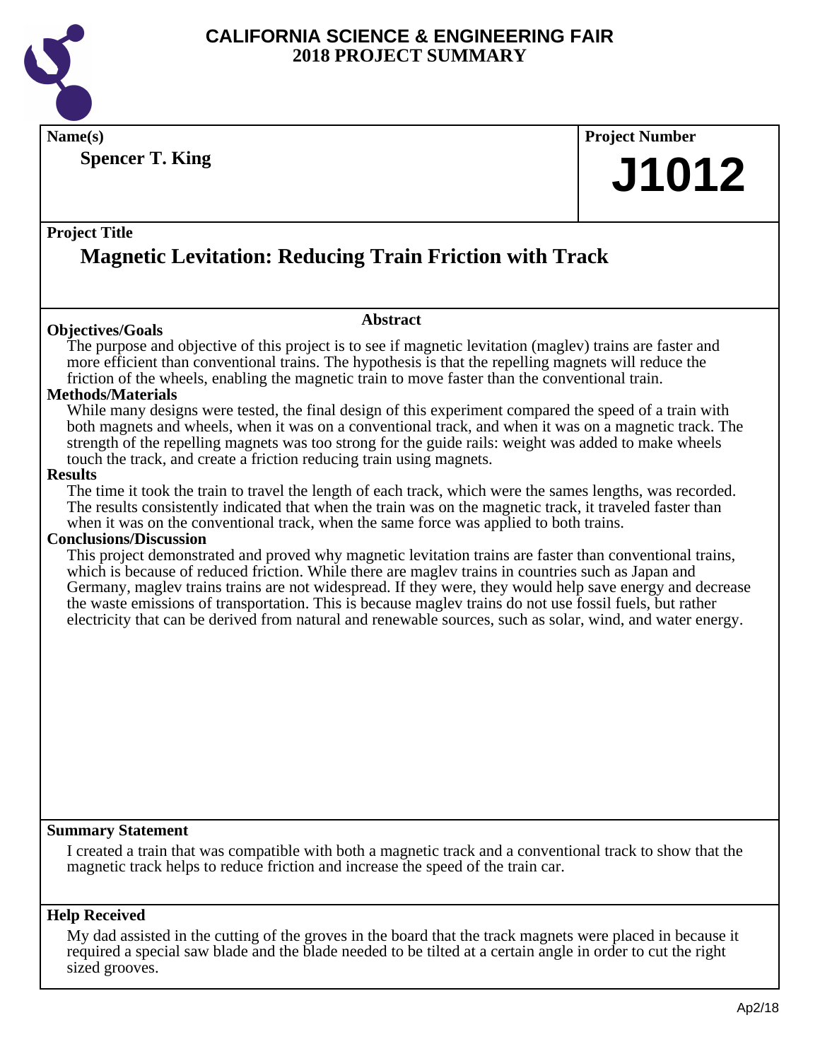# CALIFORNIA SCIENCE & ENGINEERING FAIR
## 2018 PROJECT SUMMARY

**Name(s)**

**Spencer T. King**

**Project Number**

**J1012**

**Project Title**

## Magnetic Levitation: Reducing Train Friction with Track

**Abstract**

### Objectives/Goals

The purpose and objective of this project is to see if magnetic levitation (maglev) trains are faster and more efficient than conventional trains. The hypothesis is that the repelling magnets will reduce the friction of the wheels, enabling the magnetic train to move faster than the conventional train.

### Methods/Materials

While many designs were tested, the final design of this experiment compared the speed of a train with both magnets and wheels, when it was on a conventional track, and when it was on a magnetic track. The strength of the repelling magnets was too strong for the guide rails: weight was added to make wheels touch the track, and create a friction reducing train using magnets.

### Results

The time it took the train to travel the length of each track, which were the sames lengths, was recorded. The results consistently indicated that when the train was on the magnetic track, it traveled faster than when it was on the conventional track, when the same force was applied to both trains.

### Conclusions/Discussion

This project demonstrated and proved why magnetic levitation trains are faster than conventional trains, which is because of reduced friction. While there are maglev trains in countries such as Japan and Germany, maglev trains trains are not widespread. If they were, they would help save energy and decrease the waste emissions of transportation. This is because maglev trains do not use fossil fuels, but rather electricity that can be derived from natural and renewable sources, such as solar, wind, and water energy.

### Summary Statement

I created a train that was compatible with both a magnetic track and a conventional track to show that the magnetic track helps to reduce friction and increase the speed of the train car.

### Help Received

My dad assisted in the cutting of the groves in the board that the track magnets were placed in because it required a special saw blade and the blade needed to be tilted at a certain angle in order to cut the right sized grooves.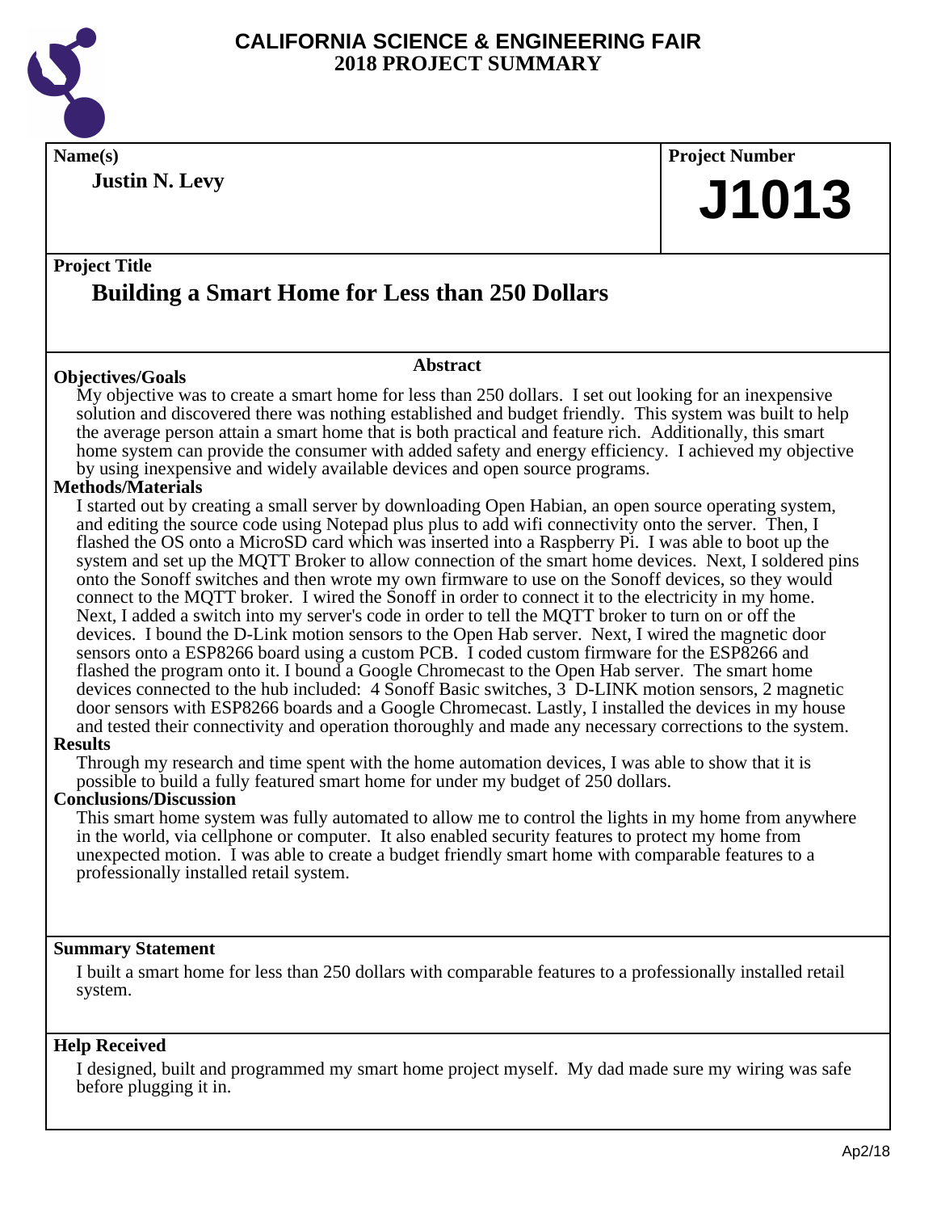# CALIFORNIA SCIENCE & ENGINEERING FAIR
## 2018 PROJECT SUMMARY

**Name(s)**

**Justin N. Levy**

**Project Number**

# J1013

**Project Title**

## Building a Smart Home for Less than 250 Dollars

### Abstract

**Objectives/Goals**

My objective was to create a smart home for less than 250 dollars. I set out looking for an inexpensive solution and discovered there was nothing established and budget friendly. This system was built to help the average person attain a smart home that is both practical and feature rich. Additionally, this smart home system can provide the consumer with added safety and energy efficiency. I achieved my objective by using inexpensive and widely available devices and open source programs.

**Methods/Materials**

I started out by creating a small server by downloading Open Habian, an open source operating system, and editing the source code using Notepad plus plus to add wifi connectivity onto the server. Then, I flashed the OS onto a MicroSD card which was inserted into a Raspberry Pi. I was able to boot up the system and set up the MQTT Broker to allow connection of the smart home devices. Next, I soldered pins onto the Sonoff switches and then wrote my own firmware to use on the Sonoff devices, so they would connect to the MQTT broker. I wired the Sonoff in order to connect it to the electricity in my home. Next, I added a switch into my server's code in order to tell the MQTT broker to turn on or off the devices. I bound the D-Link motion sensors to the Open Hab server. Next, I wired the magnetic door sensors onto a ESP8266 board using a custom PCB. I coded custom firmware for the ESP8266 and flashed the program onto it. I bound a Google Chromecast to the Open Hab server. The smart home devices connected to the hub included: 4 Sonoff Basic switches, 3 D-LINK motion sensors, 2 magnetic door sensors with ESP8266 boards and a Google Chromecast. Lastly, I installed the devices in my house and tested their connectivity and operation thoroughly and made any necessary corrections to the system.

**Results**

Through my research and time spent with the home automation devices, I was able to show that it is possible to build a fully featured smart home for under my budget of 250 dollars.

**Conclusions/Discussion**

This smart home system was fully automated to allow me to control the lights in my home from anywhere in the world, via cellphone or computer. It also enabled security features to protect my home from unexpected motion. I was able to create a budget friendly smart home with comparable features to a professionally installed retail system.

**Summary Statement**

I built a smart home for less than 250 dollars with comparable features to a professionally installed retail system.

**Help Received**

I designed, built and programmed my smart home project myself. My dad made sure my wiring was safe before plugging it in.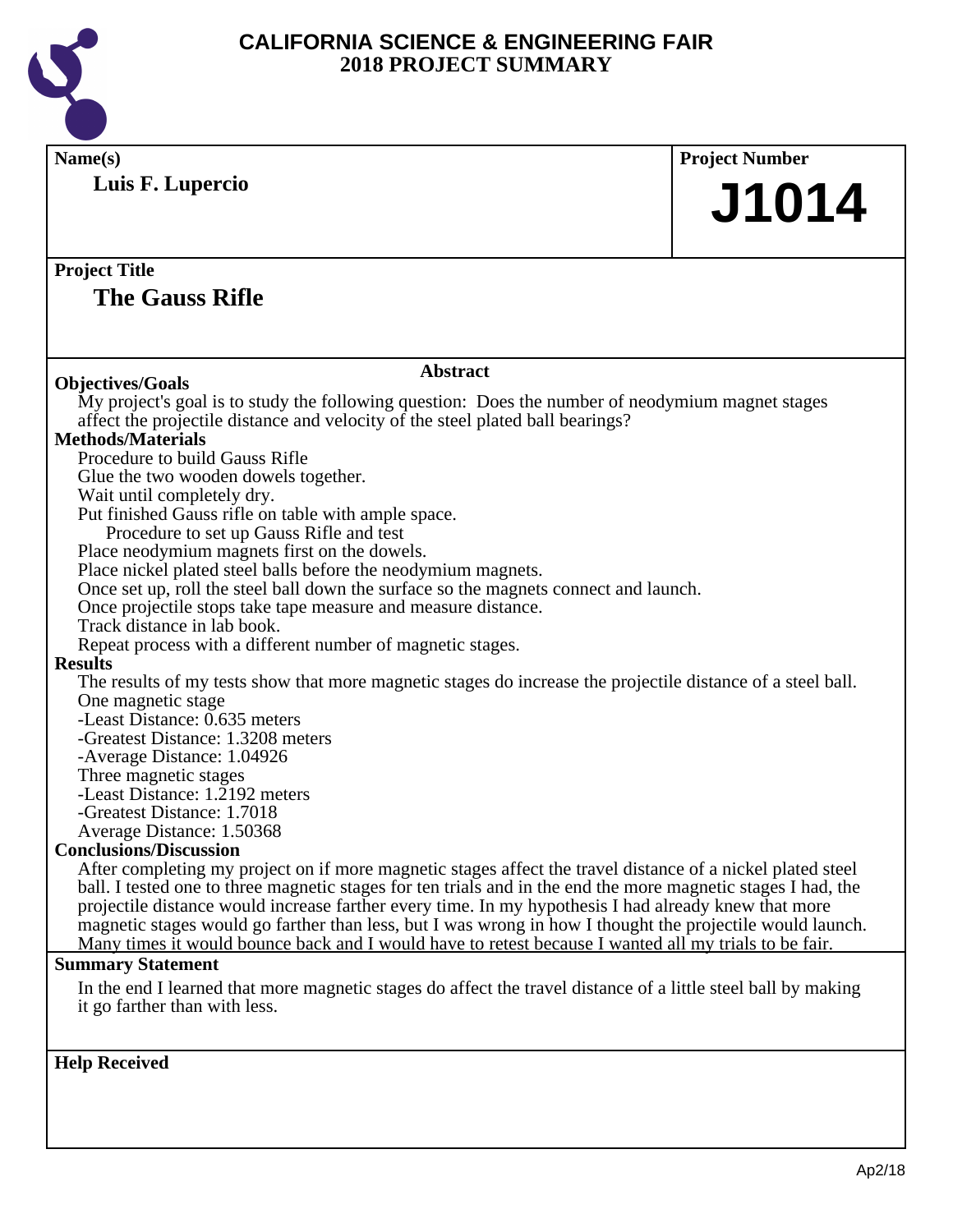# CALIFORNIA SCIENCE & ENGINEERING FAIR
## 2018 PROJECT SUMMARY

**Name(s)**

**Luis F. Lupercio**

**Project Number**

**J1014**

**Project Title**

**The Gauss Rifle**

**Abstract**

**Objectives/Goals**

My project's goal is to study the following question: Does the number of neodymium magnet stages affect the projectile distance and velocity of the steel plated ball bearings?

**Methods/Materials**

Procedure to build Gauss Rifle
Glue the two wooden dowels together.
Wait until completely dry.
Put finished Gauss rifle on table with ample space.
Procedure to set up Gauss Rifle and test
Place neodymium magnets first on the dowels.
Place nickel plated steel balls before the neodymium magnets.
Once set up, roll the steel ball down the surface so the magnets connect and launch.
Once projectile stops take tape measure and measure distance.
Track distance in lab book.
Repeat process with a different number of magnetic stages.

**Results**

The results of my tests show that more magnetic stages do increase the projectile distance of a steel ball.
One magnetic stage
-Least Distance: 0.635 meters
-Greatest Distance: 1.3208 meters
-Average Distance: 1.04926
Three magnetic stages
-Least Distance: 1.2192 meters
-Greatest Distance: 1.7018
Average Distance: 1.50368

**Conclusions/Discussion**

After completing my project on if more magnetic stages affect the travel distance of a nickel plated steel ball. I tested one to three magnetic stages for ten trials and in the end the more magnetic stages I had, the projectile distance would increase farther every time. In my hypothesis I had already knew that more magnetic stages would go farther than less, but I was wrong in how I thought the projectile would launch. Many times it would bounce back and I would have to retest because I wanted all my trials to be fair.

**Summary Statement**

In the end I learned that more magnetic stages do affect the travel distance of a little steel ball by making it go farther than with less.

**Help Received**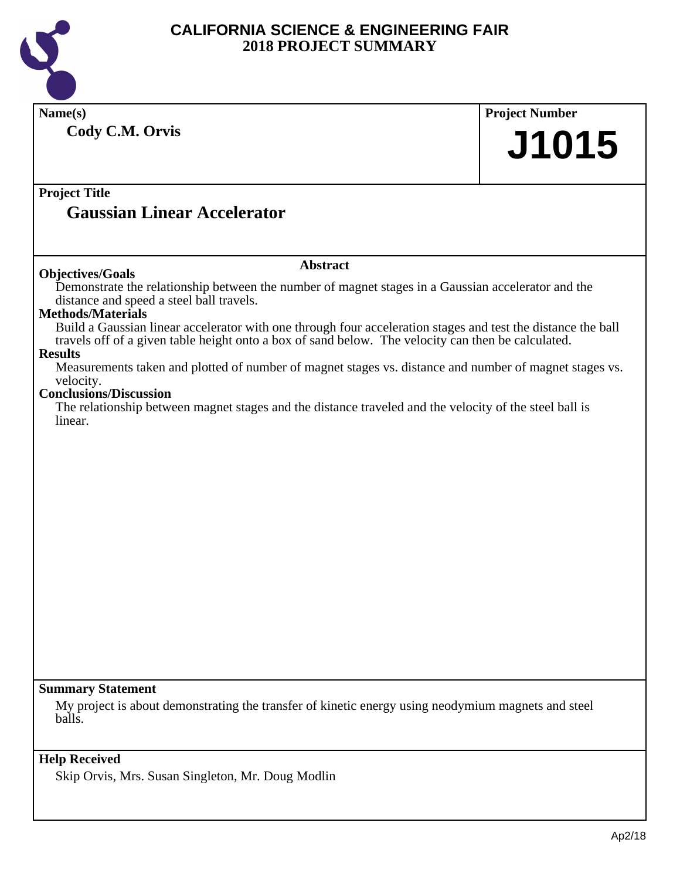# CALIFORNIA SCIENCE & ENGINEERING FAIR
## 2018 PROJECT SUMMARY

**Name(s)**

**Cody C.M. Orvis**

**Project Number**

# J1015

**Project Title**

## Gaussian Linear Accelerator

### Abstract

**Objectives/Goals**

Demonstrate the relationship between the number of magnet stages in a Gaussian accelerator and the distance and speed a steel ball travels.

**Methods/Materials**

Build a Gaussian linear accelerator with one through four acceleration stages and test the distance the ball travels off of a given table height onto a box of sand below. The velocity can then be calculated.

**Results**

Measurements taken and plotted of number of magnet stages vs. distance and number of magnet stages vs. velocity.

**Conclusions/Discussion**

The relationship between magnet stages and the distance traveled and the velocity of the steel ball is linear.

**Summary Statement**

My project is about demonstrating the transfer of kinetic energy using neodymium magnets and steel balls.

**Help Received**

Skip Orvis, Mrs. Susan Singleton, Mr. Doug Modlin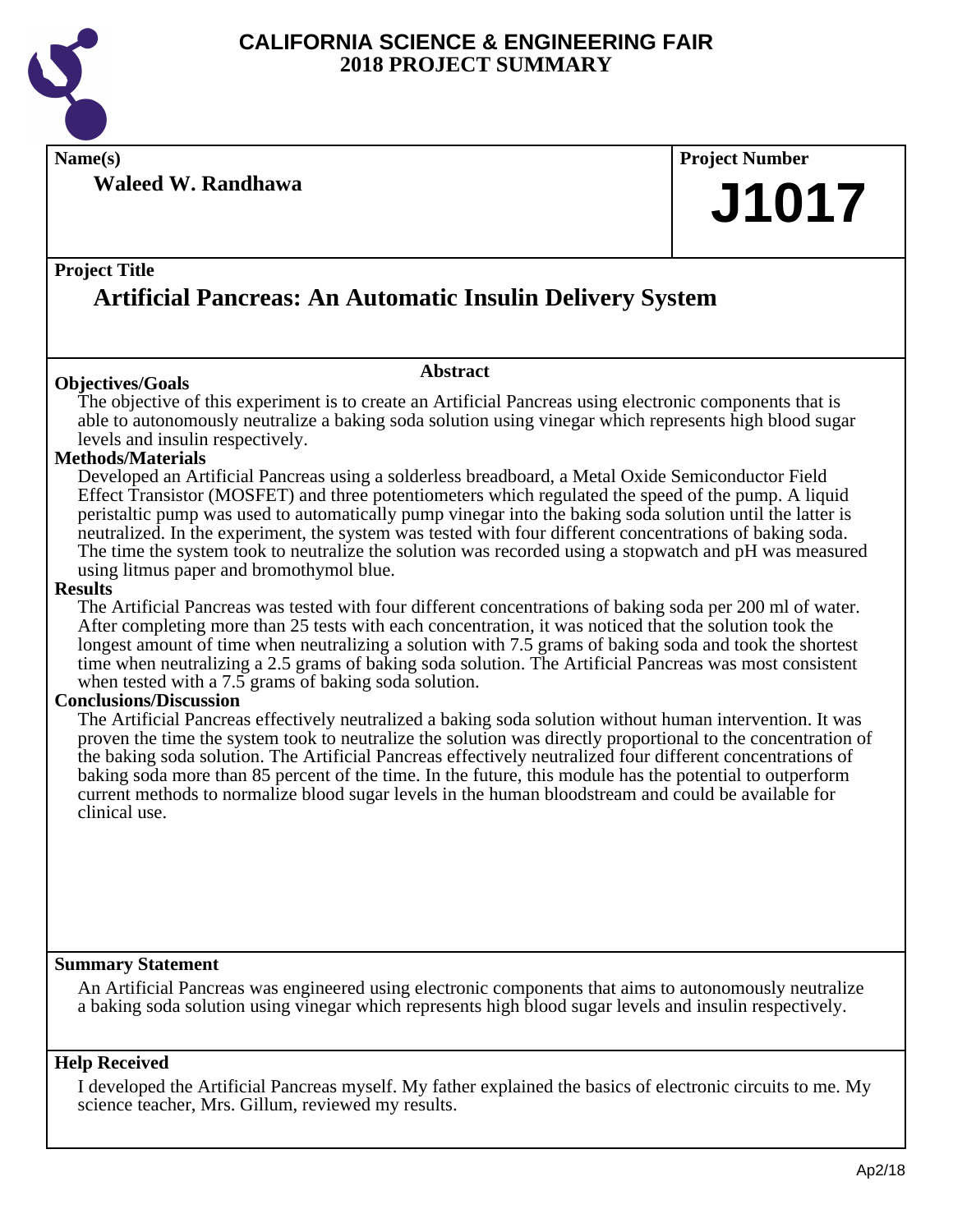# CALIFORNIA SCIENCE & ENGINEERING FAIR
## 2018 PROJECT SUMMARY

**Name(s)**

**Waleed W. Randhawa**

**Project Number**

**J1017**

**Project Title**

## Artificial Pancreas: An Automatic Insulin Delivery System

### Abstract

**Objectives/Goals**

The objective of this experiment is to create an Artificial Pancreas using electronic components that is able to autonomously neutralize a baking soda solution using vinegar which represents high blood sugar levels and insulin respectively.

**Methods/Materials**

Developed an Artificial Pancreas using a solderless breadboard, a Metal Oxide Semiconductor Field Effect Transistor (MOSFET) and three potentiometers which regulated the speed of the pump. A liquid peristaltic pump was used to automatically pump vinegar into the baking soda solution until the latter is neutralized. In the experiment, the system was tested with four different concentrations of baking soda. The time the system took to neutralize the solution was recorded using a stopwatch and pH was measured using litmus paper and bromothymol blue.

**Results**

The Artificial Pancreas was tested with four different concentrations of baking soda per 200 ml of water. After completing more than 25 tests with each concentration, it was noticed that the solution took the longest amount of time when neutralizing a solution with 7.5 grams of baking soda and took the shortest time when neutralizing a 2.5 grams of baking soda solution. The Artificial Pancreas was most consistent when tested with a 7.5 grams of baking soda solution.

**Conclusions/Discussion**

The Artificial Pancreas effectively neutralized a baking soda solution without human intervention. It was proven the time the system took to neutralize the solution was directly proportional to the concentration of the baking soda solution. The Artificial Pancreas effectively neutralized four different concentrations of baking soda more than 85 percent of the time. In the future, this module has the potential to outperform current methods to normalize blood sugar levels in the human bloodstream and could be available for clinical use.

**Summary Statement**

An Artificial Pancreas was engineered using electronic components that aims to autonomously neutralize a baking soda solution using vinegar which represents high blood sugar levels and insulin respectively.

**Help Received**

I developed the Artificial Pancreas myself. My father explained the basics of electronic circuits to me. My science teacher, Mrs. Gillum, reviewed my results.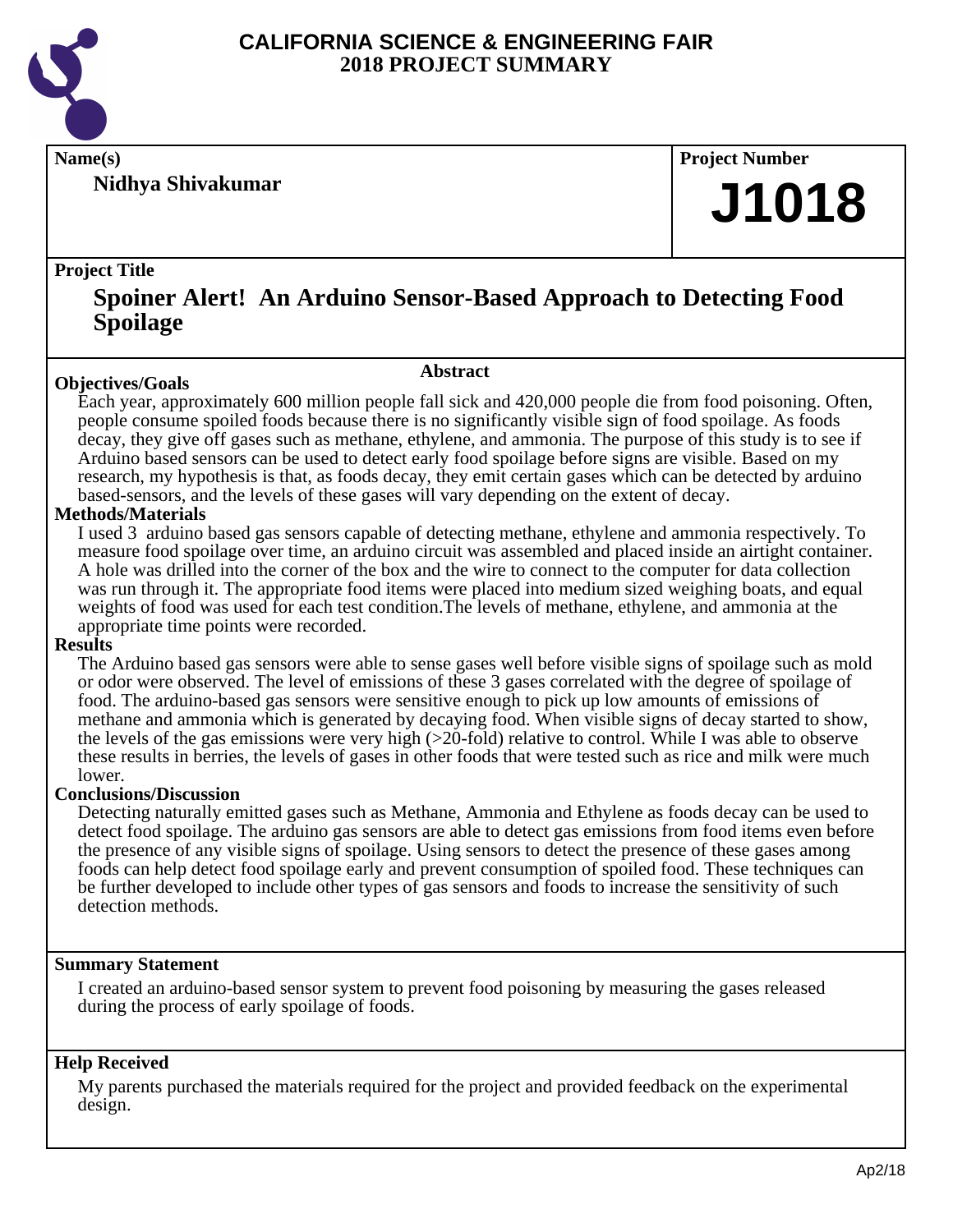# CALIFORNIA SCIENCE & ENGINEERING FAIR
## 2018 PROJECT SUMMARY

**Name(s)**

**Nidhya Shivakumar**

**Project Number**

**J1018**

**Project Title**

## Spoiner Alert! An Arduino Sensor-Based Approach to Detecting Food Spoilage

### Abstract

**Objectives/Goals**

Each year, approximately 600 million people fall sick and 420,000 people die from food poisoning. Often, people consume spoiled foods because there is no significantly visible sign of food spoilage. As foods decay, they give off gases such as methane, ethylene, and ammonia. The purpose of this study is to see if Arduino based sensors can be used to detect early food spoilage before signs are visible. Based on my research, my hypothesis is that, as foods decay, they emit certain gases which can be detected by arduino based-sensors, and the levels of these gases will vary depending on the extent of decay.

**Methods/Materials**

I used 3 arduino based gas sensors capable of detecting methane, ethylene and ammonia respectively. To measure food spoilage over time, an arduino circuit was assembled and placed inside an airtight container. A hole was drilled into the corner of the box and the wire to connect to the computer for data collection was run through it. The appropriate food items were placed into medium sized weighing boats, and equal weights of food was used for each test condition.The levels of methane, ethylene, and ammonia at the appropriate time points were recorded.

**Results**

The Arduino based gas sensors were able to sense gases well before visible signs of spoilage such as mold or odor were observed. The level of emissions of these 3 gases correlated with the degree of spoilage of food. The arduino-based gas sensors were sensitive enough to pick up low amounts of emissions of methane and ammonia which is generated by decaying food. When visible signs of decay started to show, the levels of the gas emissions were very high (>20-fold) relative to control. While I was able to observe these results in berries, the levels of gases in other foods that were tested such as rice and milk were much lower.

**Conclusions/Discussion**

Detecting naturally emitted gases such as Methane, Ammonia and Ethylene as foods decay can be used to detect food spoilage. The arduino gas sensors are able to detect gas emissions from food items even before the presence of any visible signs of spoilage. Using sensors to detect the presence of these gases among foods can help detect food spoilage early and prevent consumption of spoiled food. These techniques can be further developed to include other types of gas sensors and foods to increase the sensitivity of such detection methods.

**Summary Statement**

I created an arduino-based sensor system to prevent food poisoning by measuring the gases released during the process of early spoilage of foods.

**Help Received**

My parents purchased the materials required for the project and provided feedback on the experimental design.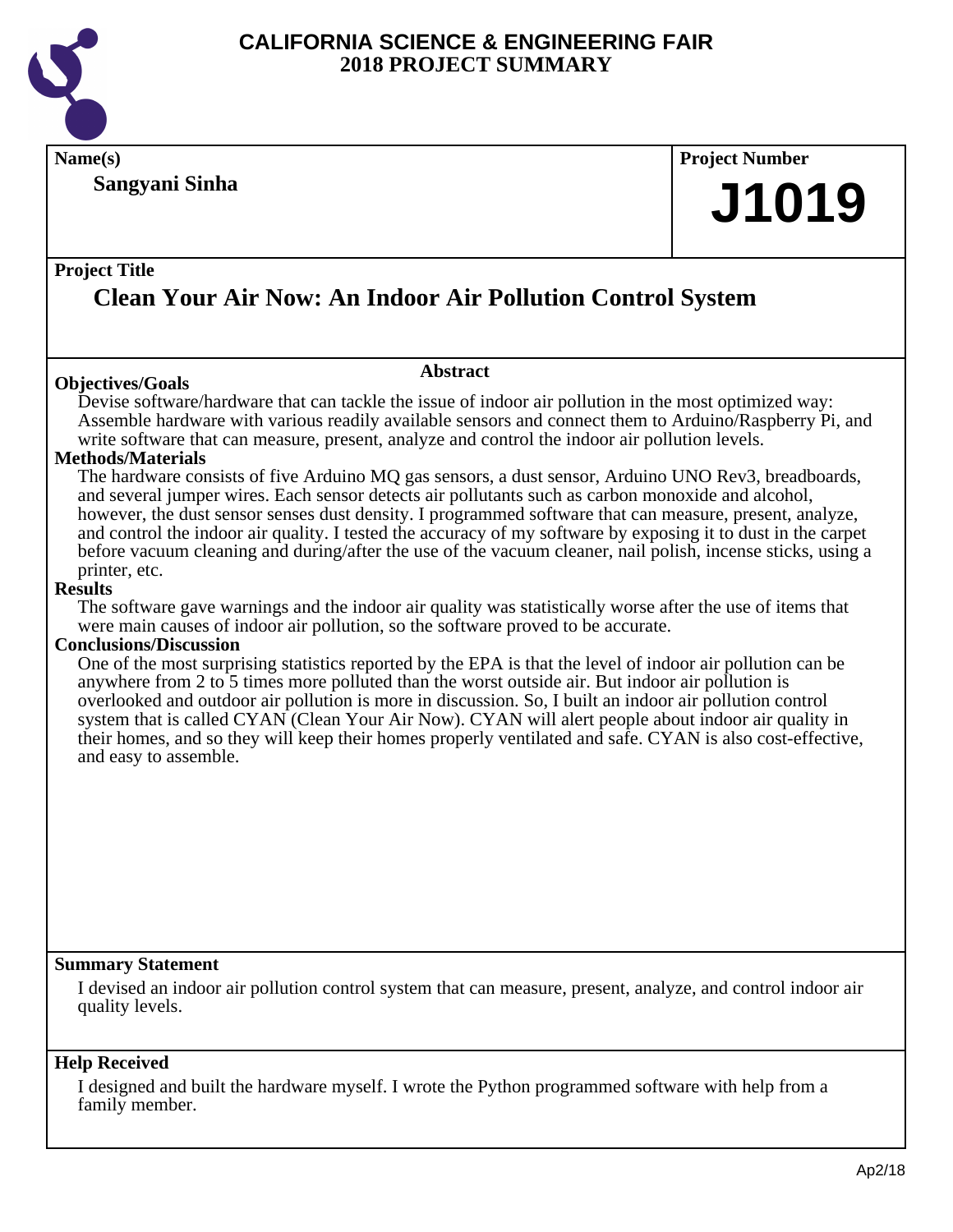# CALIFORNIA SCIENCE & ENGINEERING FAIR
## 2018 PROJECT SUMMARY

**Name(s)**

**Sangyani Sinha**

**Project Number**

# J1019

**Project Title**

## Clean Your Air Now: An Indoor Air Pollution Control System

### Abstract

**Objectives/Goals**

Devise software/hardware that can tackle the issue of indoor air pollution in the most optimized way: Assemble hardware with various readily available sensors and connect them to Arduino/Raspberry Pi, and write software that can measure, present, analyze and control the indoor air pollution levels.

**Methods/Materials**

The hardware consists of five Arduino MQ gas sensors, a dust sensor, Arduino UNO Rev3, breadboards, and several jumper wires. Each sensor detects air pollutants such as carbon monoxide and alcohol, however, the dust sensor senses dust density. I programmed software that can measure, present, analyze, and control the indoor air quality. I tested the accuracy of my software by exposing it to dust in the carpet before vacuum cleaning and during/after the use of the vacuum cleaner, nail polish, incense sticks, using a printer, etc.

**Results**

The software gave warnings and the indoor air quality was statistically worse after the use of items that were main causes of indoor air pollution, so the software proved to be accurate.

**Conclusions/Discussion**

One of the most surprising statistics reported by the EPA is that the level of indoor air pollution can be anywhere from 2 to 5 times more polluted than the worst outside air. But indoor air pollution is overlooked and outdoor air pollution is more in discussion. So, I built an indoor air pollution control system that is called CYAN (Clean Your Air Now). CYAN will alert people about indoor air quality in their homes, and so they will keep their homes properly ventilated and safe. CYAN is also cost-effective, and easy to assemble.

**Summary Statement**

I devised an indoor air pollution control system that can measure, present, analyze, and control indoor air quality levels.

**Help Received**

I designed and built the hardware myself. I wrote the Python programmed software with help from a family member.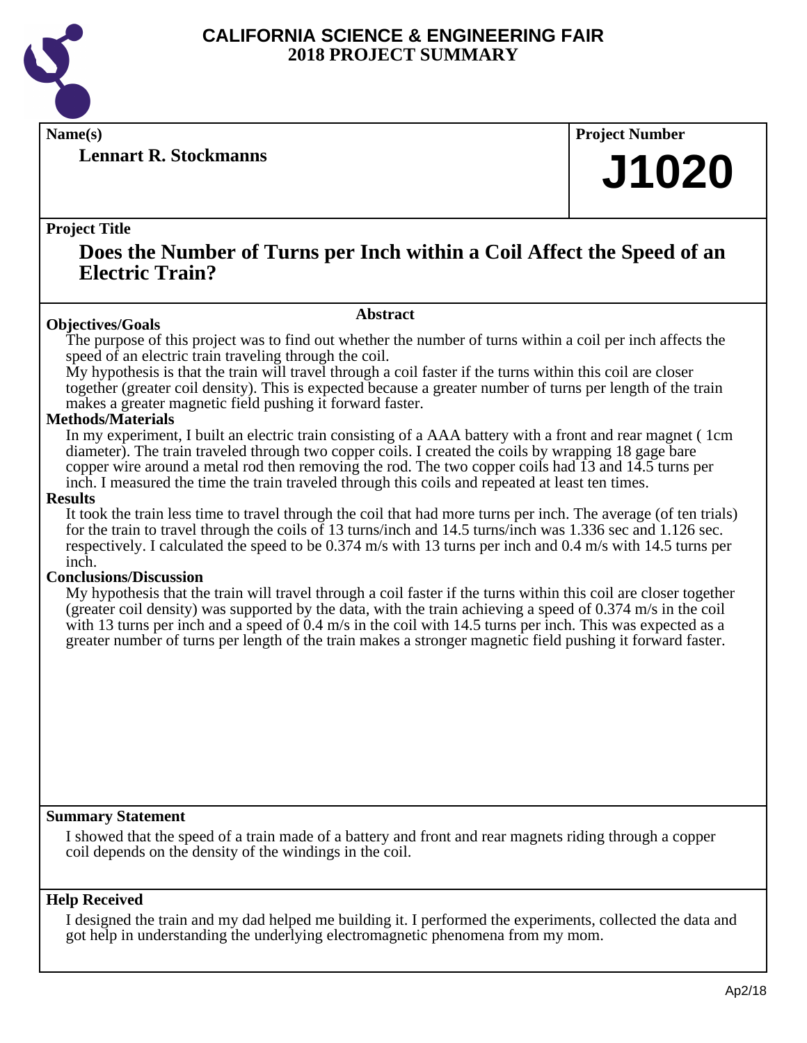# CALIFORNIA SCIENCE & ENGINEERING FAIR
## 2018 PROJECT SUMMARY

**Name(s)**

**Lennart R. Stockmanns**

**Project Number**

# J1020

**Project Title**

## Does the Number of Turns per Inch within a Coil Affect the Speed of an Electric Train?

### Abstract

**Objectives/Goals**

The purpose of this project was to find out whether the number of turns within a coil per inch affects the speed of an electric train traveling through the coil.
My hypothesis is that the train will travel through a coil faster if the turns within this coil are closer together (greater coil density). This is expected because a greater number of turns per length of the train makes a greater magnetic field pushing it forward faster.

**Methods/Materials**

In my experiment, I built an electric train consisting of a AAA battery with a front and rear magnet ( 1cm diameter). The train traveled through two copper coils. I created the coils by wrapping 18 gage bare copper wire around a metal rod then removing the rod. The two copper coils had 13 and 14.5 turns per inch. I measured the time the train traveled through this coils and repeated at least ten times.

**Results**

It took the train less time to travel through the coil that had more turns per inch. The average (of ten trials) for the train to travel through the coils of 13 turns/inch and 14.5 turns/inch was 1.336 sec and 1.126 sec. respectively. I calculated the speed to be 0.374 m/s with 13 turns per inch and 0.4 m/s with 14.5 turns per inch.

**Conclusions/Discussion**

My hypothesis that the train will travel through a coil faster if the turns within this coil are closer together (greater coil density) was supported by the data, with the train achieving a speed of 0.374 m/s in the coil with 13 turns per inch and a speed of 0.4 m/s in the coil with 14.5 turns per inch. This was expected as a greater number of turns per length of the train makes a stronger magnetic field pushing it forward faster.

**Summary Statement**

I showed that the speed of a train made of a battery and front and rear magnets riding through a copper coil depends on the density of the windings in the coil.

**Help Received**

I designed the train and my dad helped me building it. I performed the experiments, collected the data and got help in understanding the underlying electromagnetic phenomena from my mom.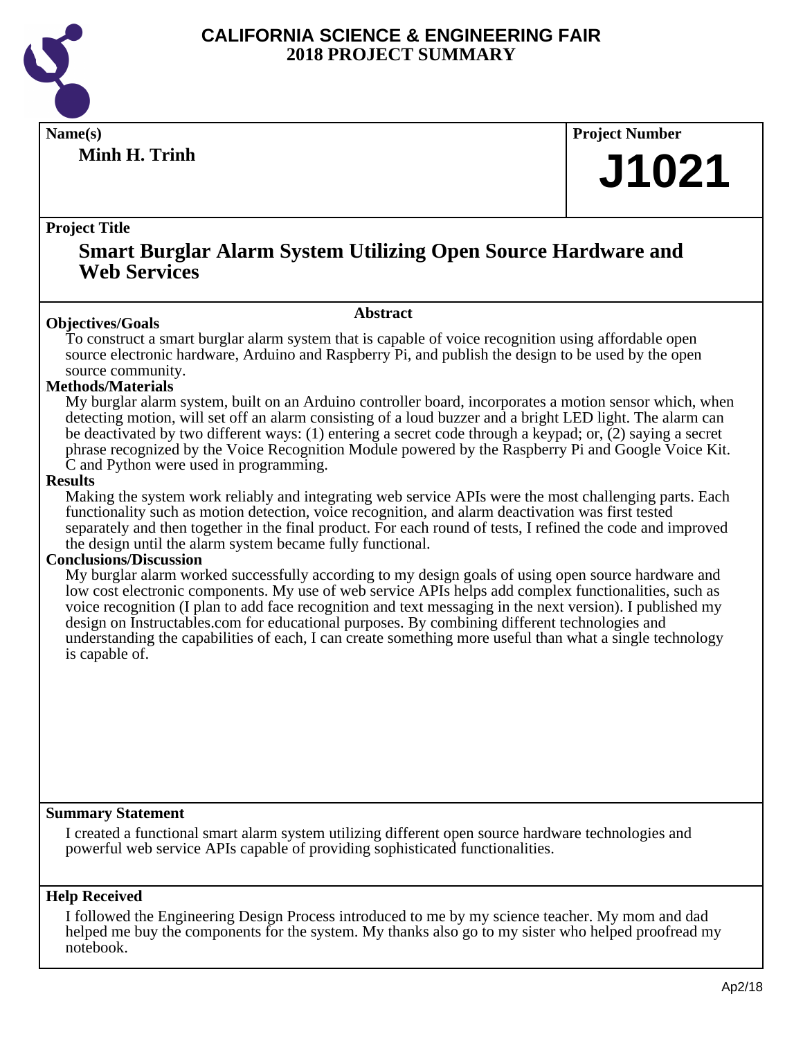# CALIFORNIA SCIENCE & ENGINEERING FAIR
## 2018 PROJECT SUMMARY

**Name(s)**

**Minh H. Trinh**

**Project Number**

# J1021

**Project Title**

## Smart Burglar Alarm System Utilizing Open Source Hardware and Web Services

**Abstract**

**Objectives/Goals**

To construct a smart burglar alarm system that is capable of voice recognition using affordable open source electronic hardware, Arduino and Raspberry Pi, and publish the design to be used by the open source community.

**Methods/Materials**

My burglar alarm system, built on an Arduino controller board, incorporates a motion sensor which, when detecting motion, will set off an alarm consisting of a loud buzzer and a bright LED light. The alarm can be deactivated by two different ways: (1) entering a secret code through a keypad; or, (2) saying a secret phrase recognized by the Voice Recognition Module powered by the Raspberry Pi and Google Voice Kit. C and Python were used in programming.

**Results**

Making the system work reliably and integrating web service APIs were the most challenging parts. Each functionality such as motion detection, voice recognition, and alarm deactivation was first tested separately and then together in the final product. For each round of tests, I refined the code and improved the design until the alarm system became fully functional.

**Conclusions/Discussion**

My burglar alarm worked successfully according to my design goals of using open source hardware and low cost electronic components. My use of web service APIs helps add complex functionalities, such as voice recognition (I plan to add face recognition and text messaging in the next version). I published my design on Instructables.com for educational purposes. By combining different technologies and understanding the capabilities of each, I can create something more useful than what a single technology is capable of.

**Summary Statement**

I created a functional smart alarm system utilizing different open source hardware technologies and powerful web service APIs capable of providing sophisticated functionalities.

**Help Received**

I followed the Engineering Design Process introduced to me by my science teacher. My mom and dad helped me buy the components for the system. My thanks also go to my sister who helped proofread my notebook.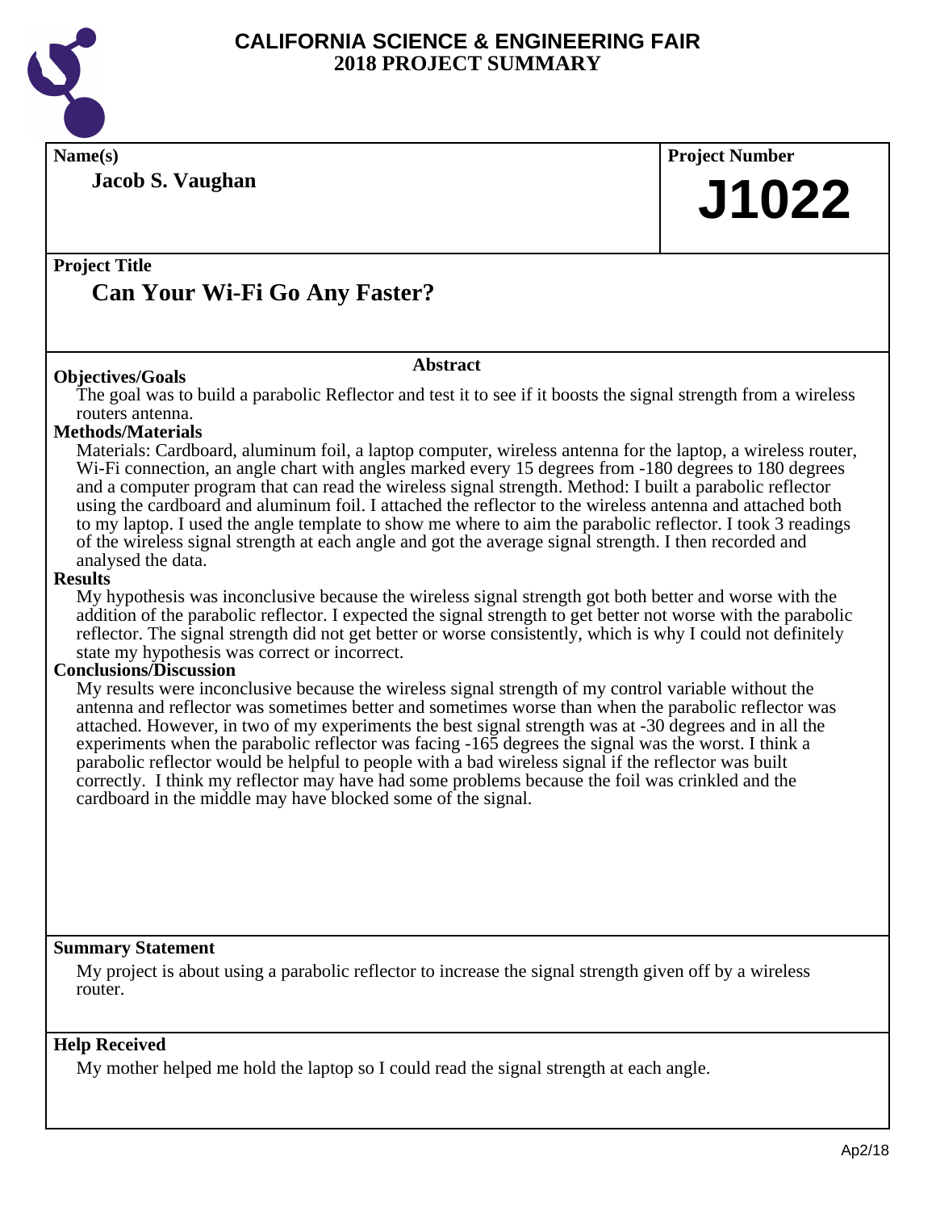# CALIFORNIA SCIENCE & ENGINEERING FAIR
## 2018 PROJECT SUMMARY

**Name(s)**

**Jacob S. Vaughan**

**Project Number**

**J1022**

**Project Title**

## Can Your Wi-Fi Go Any Faster?

### Abstract

**Objectives/Goals**

The goal was to build a parabolic Reflector and test it to see if it boosts the signal strength from a wireless routers antenna.

**Methods/Materials**

Materials: Cardboard, aluminum foil, a laptop computer, wireless antenna for the laptop, a wireless router, Wi-Fi connection, an angle chart with angles marked every 15 degrees from -180 degrees to 180 degrees and a computer program that can read the wireless signal strength. Method: I built a parabolic reflector using the cardboard and aluminum foil. I attached the reflector to the wireless antenna and attached both to my laptop. I used the angle template to show me where to aim the parabolic reflector. I took 3 readings of the wireless signal strength at each angle and got the average signal strength. I then recorded and analysed the data.

**Results**

My hypothesis was inconclusive because the wireless signal strength got both better and worse with the addition of the parabolic reflector. I expected the signal strength to get better not worse with the parabolic reflector. The signal strength did not get better or worse consistently, which is why I could not definitely state my hypothesis was correct or incorrect.

**Conclusions/Discussion**

My results were inconclusive because the wireless signal strength of my control variable without the antenna and reflector was sometimes better and sometimes worse than when the parabolic reflector was attached. However, in two of my experiments the best signal strength was at -30 degrees and in all the experiments when the parabolic reflector was facing -165 degrees the signal was the worst. I think a parabolic reflector would be helpful to people with a bad wireless signal if the reflector was built correctly. I think my reflector may have had some problems because the foil was crinkled and the cardboard in the middle may have blocked some of the signal.

**Summary Statement**

My project is about using a parabolic reflector to increase the signal strength given off by a wireless router.

**Help Received**

My mother helped me hold the laptop so I could read the signal strength at each angle.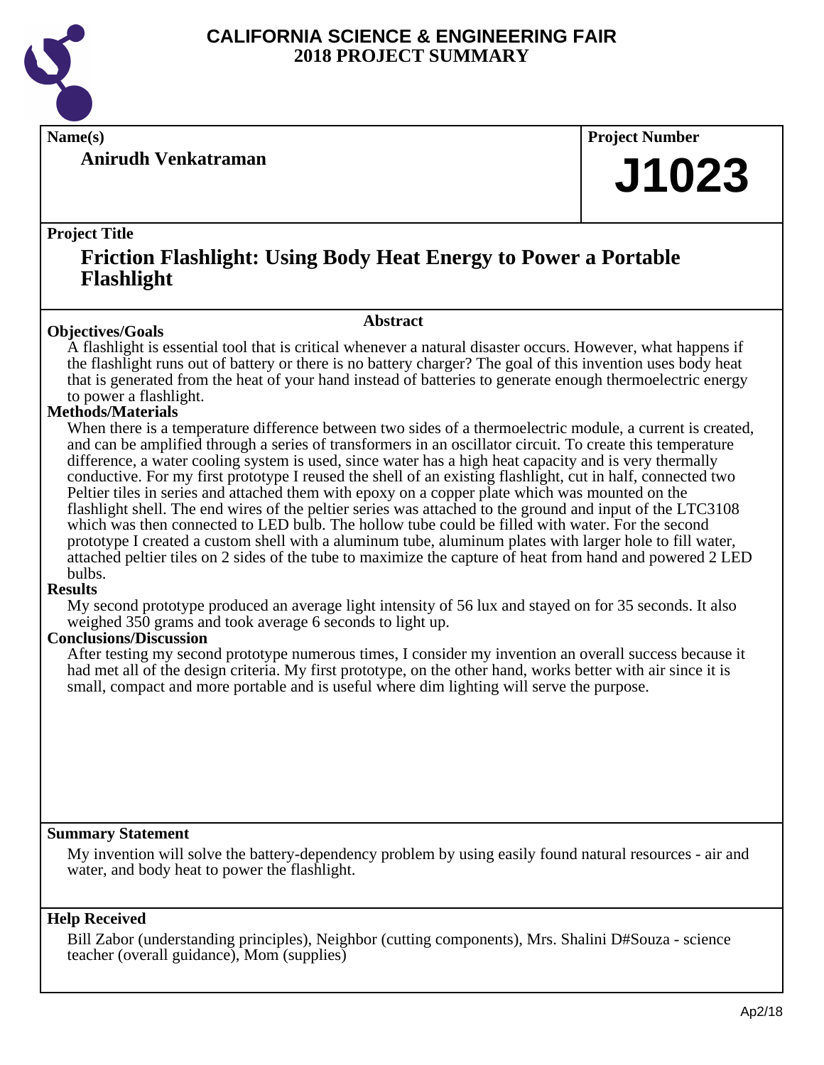# CALIFORNIA SCIENCE & ENGINEERING FAIR
## 2018 PROJECT SUMMARY

**Name(s)**

**Anirudh Venkatraman**

**Project Number**

# J1023

**Project Title**

## Friction Flashlight: Using Body Heat Energy to Power a Portable Flashlight

### Abstract

**Objectives/Goals**

A flashlight is essential tool that is critical whenever a natural disaster occurs. However, what happens if the flashlight runs out of battery or there is no battery charger? The goal of this invention uses body heat that is generated from the heat of your hand instead of batteries to generate enough thermoelectric energy to power a flashlight.

**Methods/Materials**

When there is a temperature difference between two sides of a thermoelectric module, a current is created, and can be amplified through a series of transformers in an oscillator circuit. To create this temperature difference, a water cooling system is used, since water has a high heat capacity and is very thermally conductive. For my first prototype I reused the shell of an existing flashlight, cut in half, connected two Peltier tiles in series and attached them with epoxy on a copper plate which was mounted on the flashlight shell. The end wires of the peltier series was attached to the ground and input of the LTC3108 which was then connected to LED bulb. The hollow tube could be filled with water. For the second prototype I created a custom shell with a aluminum tube, aluminum plates with larger hole to fill water, attached peltier tiles on 2 sides of the tube to maximize the capture of heat from hand and powered 2 LED bulbs.

**Results**

My second prototype produced an average light intensity of 56 lux and stayed on for 35 seconds. It also weighed 350 grams and took average 6 seconds to light up.

**Conclusions/Discussion**

After testing my second prototype numerous times, I consider my invention an overall success because it had met all of the design criteria. My first prototype, on the other hand, works better with air since it is small, compact and more portable and is useful where dim lighting will serve the purpose.

**Summary Statement**

My invention will solve the battery-dependency problem by using easily found natural resources - air and water, and body heat to power the flashlight.

**Help Received**

Bill Zabor (understanding principles), Neighbor (cutting components), Mrs. Shalini D#Souza - science teacher (overall guidance), Mom (supplies)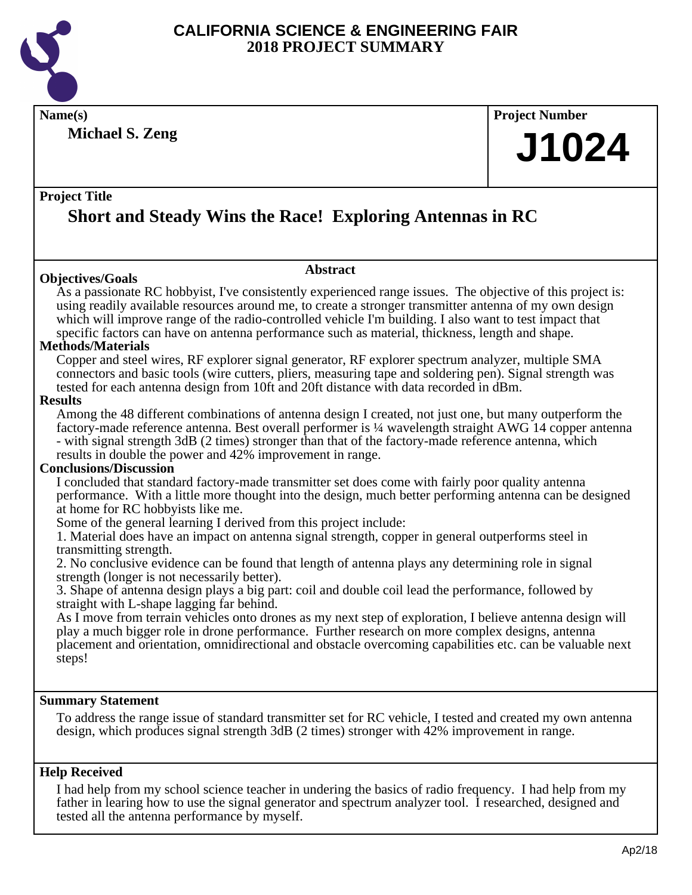# CALIFORNIA SCIENCE & ENGINEERING FAIR
# 2018 PROJECT SUMMARY

**Name(s)**

**Michael S. Zeng**

**Project Number**

**J1024**

**Project Title**

## Short and Steady Wins the Race! Exploring Antennas in RC

### Abstract

**Objectives/Goals**

As a passionate RC hobbyist, I've consistently experienced range issues. The objective of this project is: using readily available resources around me, to create a stronger transmitter antenna of my own design which will improve range of the radio-controlled vehicle I'm building. I also want to test impact that specific factors can have on antenna performance such as material, thickness, length and shape.

**Methods/Materials**

Copper and steel wires, RF explorer signal generator, RF explorer spectrum analyzer, multiple SMA connectors and basic tools (wire cutters, pliers, measuring tape and soldering pen). Signal strength was tested for each antenna design from 10ft and 20ft distance with data recorded in dBm.

**Results**

Among the 48 different combinations of antenna design I created, not just one, but many outperform the factory-made reference antenna. Best overall performer is ¼ wavelength straight AWG 14 copper antenna - with signal strength 3dB (2 times) stronger than that of the factory-made reference antenna, which results in double the power and 42% improvement in range.

**Conclusions/Discussion**

I concluded that standard factory-made transmitter set does come with fairly poor quality antenna performance. With a little more thought into the design, much better performing antenna can be designed at home for RC hobbyists like me.

Some of the general learning I derived from this project include:

1. Material does have an impact on antenna signal strength, copper in general outperforms steel in transmitting strength.
2. No conclusive evidence can be found that length of antenna plays any determining role in signal strength (longer is not necessarily better).
3. Shape of antenna design plays a big part: coil and double coil lead the performance, followed by straight with L-shape lagging far behind.

As I move from terrain vehicles onto drones as my next step of exploration, I believe antenna design will play a much bigger role in drone performance. Further research on more complex designs, antenna placement and orientation, omnidirectional and obstacle overcoming capabilities etc. can be valuable next steps!

**Summary Statement**

To address the range issue of standard transmitter set for RC vehicle, I tested and created my own antenna design, which produces signal strength 3dB (2 times) stronger with 42% improvement in range.

**Help Received**

I had help from my school science teacher in undering the basics of radio frequency. I had help from my father in learing how to use the signal generator and spectrum analyzer tool. I researched, designed and tested all the antenna performance by myself.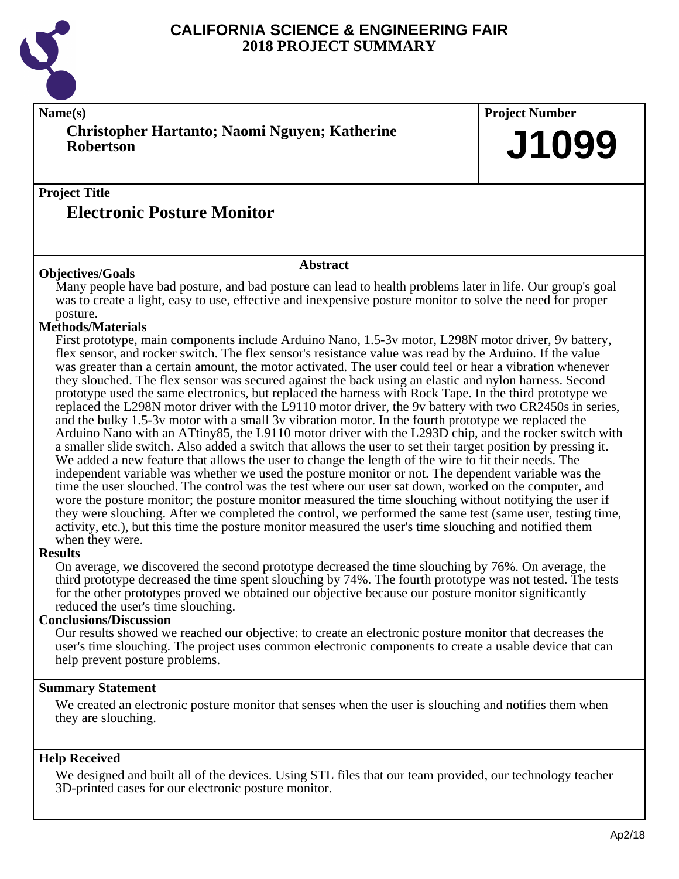# CALIFORNIA SCIENCE & ENGINEERING FAIR
# 2018 PROJECT SUMMARY

**Name(s)**

**Christopher Hartanto; Naomi Nguyen; Katherine Robertson**

**Project Number**

**J1099**

**Project Title**

## Electronic Posture Monitor

### Abstract

**Objectives/Goals**

Many people have bad posture, and bad posture can lead to health problems later in life. Our group's goal was to create a light, easy to use, effective and inexpensive posture monitor to solve the need for proper posture.

**Methods/Materials**

First prototype, main components include Arduino Nano, 1.5-3v motor, L298N motor driver, 9v battery, flex sensor, and rocker switch. The flex sensor's resistance value was read by the Arduino. If the value was greater than a certain amount, the motor activated. The user could feel or hear a vibration whenever they slouched. The flex sensor was secured against the back using an elastic and nylon harness. Second prototype used the same electronics, but replaced the harness with Rock Tape. In the third prototype we replaced the L298N motor driver with the L9110 motor driver, the 9v battery with two CR2450s in series, and the bulky 1.5-3v motor with a small 3v vibration motor. In the fourth prototype we replaced the Arduino Nano with an ATtiny85, the L9110 motor driver with the L293D chip, and the rocker switch with a smaller slide switch. Also added a switch that allows the user to set their target position by pressing it. We added a new feature that allows the user to change the length of the wire to fit their needs. The independent variable was whether we used the posture monitor or not. The dependent variable was the time the user slouched. The control was the test where our user sat down, worked on the computer, and wore the posture monitor; the posture monitor measured the time slouching without notifying the user if they were slouching. After we completed the control, we performed the same test (same user, testing time, activity, etc.), but this time the posture monitor measured the user's time slouching and notified them when they were.

**Results**

On average, we discovered the second prototype decreased the time slouching by 76%. On average, the third prototype decreased the time spent slouching by 74%. The fourth prototype was not tested. The tests for the other prototypes proved we obtained our objective because our posture monitor significantly reduced the user's time slouching.

**Conclusions/Discussion**

Our results showed we reached our objective: to create an electronic posture monitor that decreases the user's time slouching. The project uses common electronic components to create a usable device that can help prevent posture problems.

**Summary Statement**

We created an electronic posture monitor that senses when the user is slouching and notifies them when they are slouching.

**Help Received**

We designed and built all of the devices. Using STL files that our team provided, our technology teacher 3D-printed cases for our electronic posture monitor.